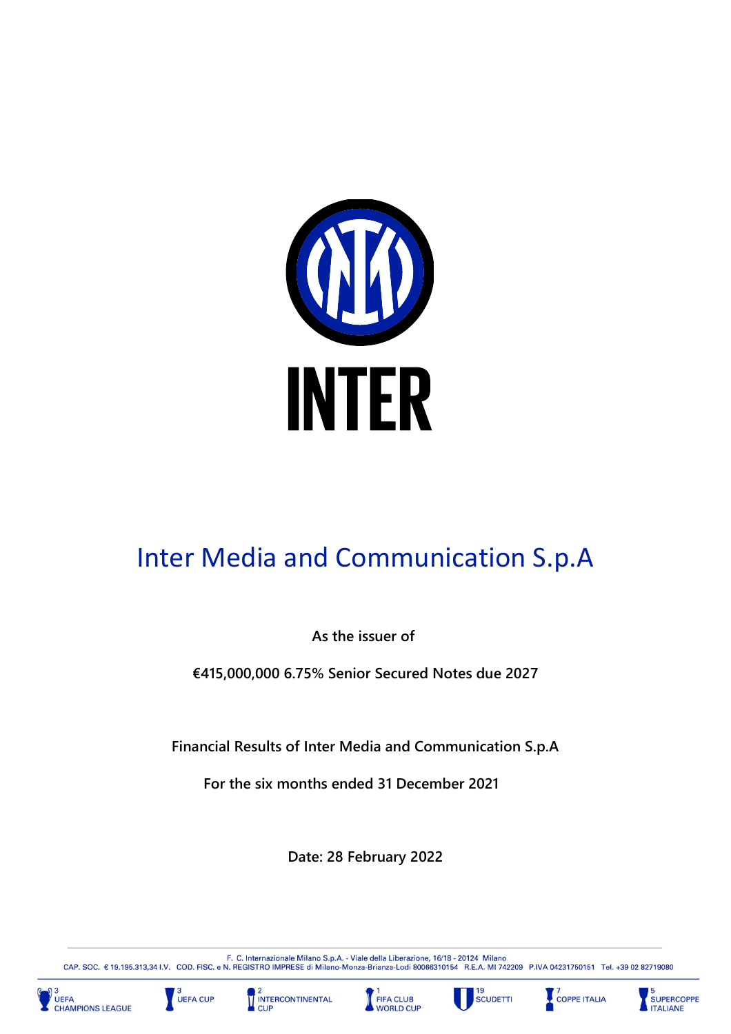INTER

# Inter Media and Communication S.p.A

**As the issuer of**

**€415,000,000 6.75% Senior Secured Notes due 2027**

**Financial Results of Inter Media and Communication S.p.A**

**For the six months ended 31 December 2021**

**Date: 28 February 2022**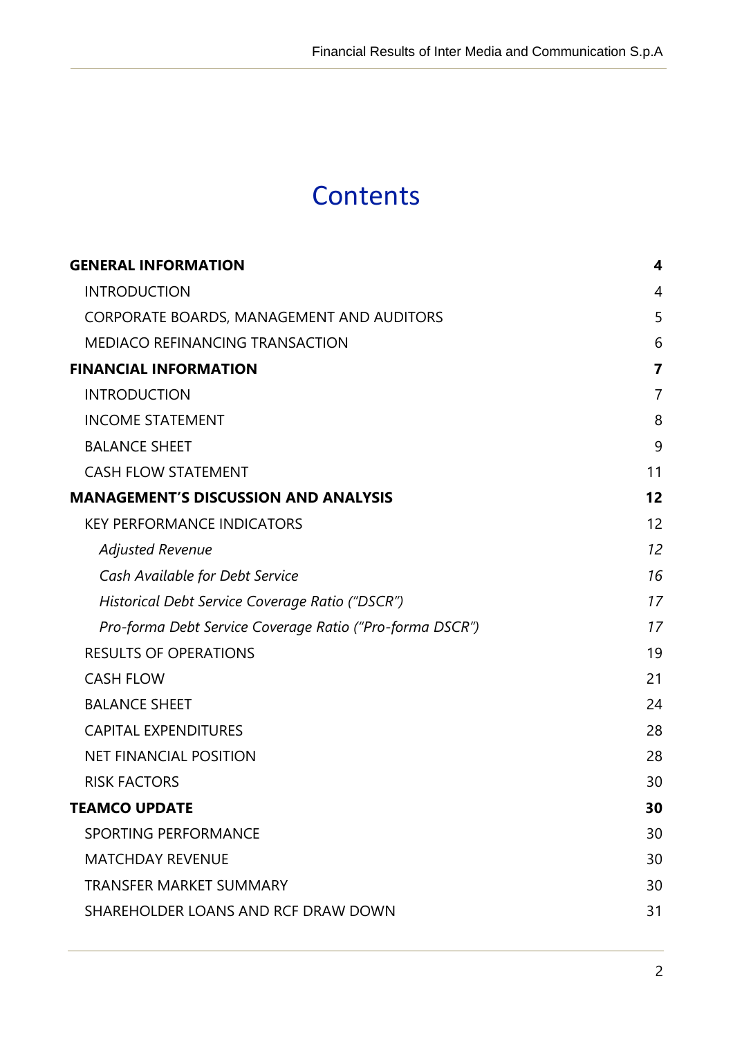# Contents

| | |
|---|---|
| **GENERAL INFORMATION** | **4** |
| INTRODUCTION | 4 |
| CORPORATE BOARDS, MANAGEMENT AND AUDITORS | 5 |
| MEDIACO REFINANCING TRANSACTION | 6 |
| **FINANCIAL INFORMATION** | **7** |
| INTRODUCTION | 7 |
| INCOME STATEMENT | 8 |
| BALANCE SHEET | 9 |
| CASH FLOW STATEMENT | 11 |
| **MANAGEMENT'S DISCUSSION AND ANALYSIS** | **12** |
| KEY PERFORMANCE INDICATORS | 12 |
| *Adjusted Revenue* | *12* |
| *Cash Available for Debt Service* | *16* |
| *Historical Debt Service Coverage Ratio ("DSCR")* | *17* |
| *Pro-forma Debt Service Coverage Ratio ("Pro-forma DSCR")* | *17* |
| RESULTS OF OPERATIONS | 19 |
| CASH FLOW | 21 |
| BALANCE SHEET | 24 |
| CAPITAL EXPENDITURES | 28 |
| NET FINANCIAL POSITION | 28 |
| RISK FACTORS | 30 |
| **TEAMCO UPDATE** | **30** |
| SPORTING PERFORMANCE | 30 |
| MATCHDAY REVENUE | 30 |
| TRANSFER MARKET SUMMARY | 30 |
| SHAREHOLDER LOANS AND RCF DRAW DOWN | 31 |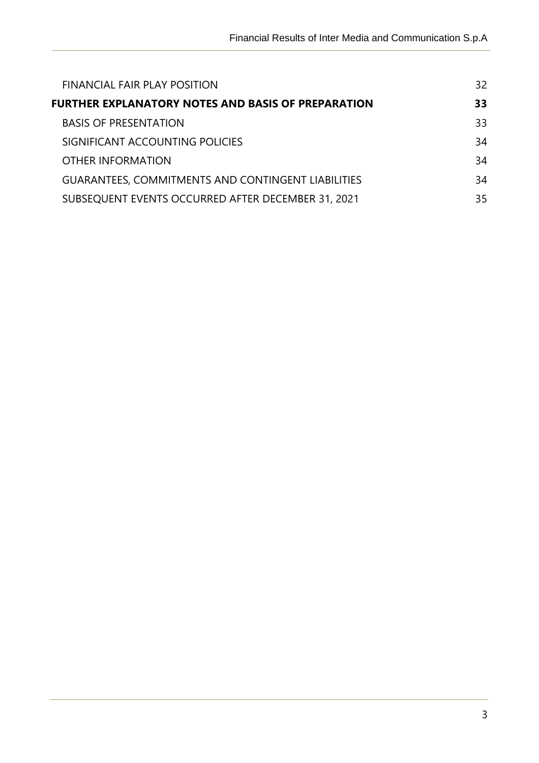FINANCIAL FAIR PLAY POSITION 32

**FURTHER EXPLANATORY NOTES AND BASIS OF PREPARATION 33**

BASIS OF PRESENTATION 33

SIGNIFICANT ACCOUNTING POLICIES 34

OTHER INFORMATION 34

GUARANTEES, COMMITMENTS AND CONTINGENT LIABILITIES 34

SUBSEQUENT EVENTS OCCURRED AFTER DECEMBER 31, 2021 35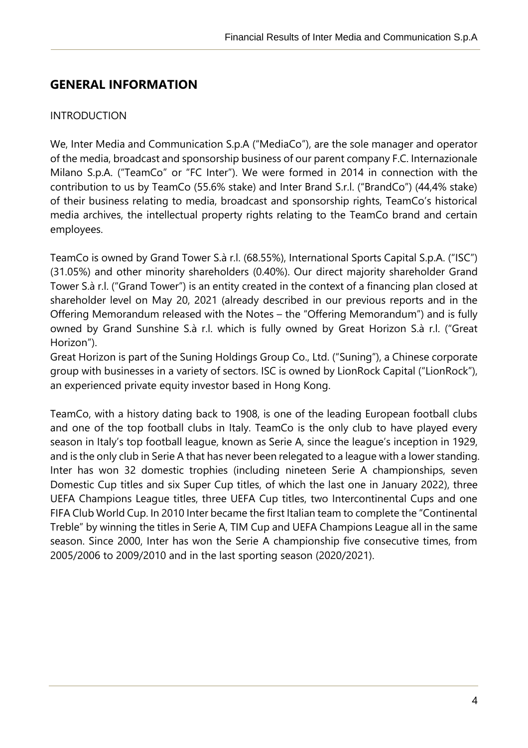## GENERAL INFORMATION

INTRODUCTION

We, Inter Media and Communication S.p.A ("MediaCo"), are the sole manager and operator of the media, broadcast and sponsorship business of our parent company F.C. Internazionale Milano S.p.A. ("TeamCo" or "FC Inter"). We were formed in 2014 in connection with the contribution to us by TeamCo (55.6% stake) and Inter Brand S.r.l. ("BrandCo") (44,4% stake) of their business relating to media, broadcast and sponsorship rights, TeamCo's historical media archives, the intellectual property rights relating to the TeamCo brand and certain employees.

TeamCo is owned by Grand Tower S.à r.l. (68.55%), International Sports Capital S.p.A. ("ISC") (31.05%) and other minority shareholders (0.40%). Our direct majority shareholder Grand Tower S.à r.l. ("Grand Tower") is an entity created in the context of a financing plan closed at shareholder level on May 20, 2021 (already described in our previous reports and in the Offering Memorandum released with the Notes – the "Offering Memorandum") and is fully owned by Grand Sunshine S.à r.l. which is fully owned by Great Horizon S.à r.l. ("Great Horizon").
Great Horizon is part of the Suning Holdings Group Co., Ltd. ("Suning"), a Chinese corporate group with businesses in a variety of sectors. ISC is owned by LionRock Capital ("LionRock"), an experienced private equity investor based in Hong Kong.

TeamCo, with a history dating back to 1908, is one of the leading European football clubs and one of the top football clubs in Italy. TeamCo is the only club to have played every season in Italy's top football league, known as Serie A, since the league's inception in 1929, and is the only club in Serie A that has never been relegated to a league with a lower standing. Inter has won 32 domestic trophies (including nineteen Serie A championships, seven Domestic Cup titles and six Super Cup titles, of which the last one in January 2022), three UEFA Champions League titles, three UEFA Cup titles, two Intercontinental Cups and one FIFA Club World Cup. In 2010 Inter became the first Italian team to complete the "Continental Treble" by winning the titles in Serie A, TIM Cup and UEFA Champions League all in the same season. Since 2000, Inter has won the Serie A championship five consecutive times, from 2005/2006 to 2009/2010 and in the last sporting season (2020/2021).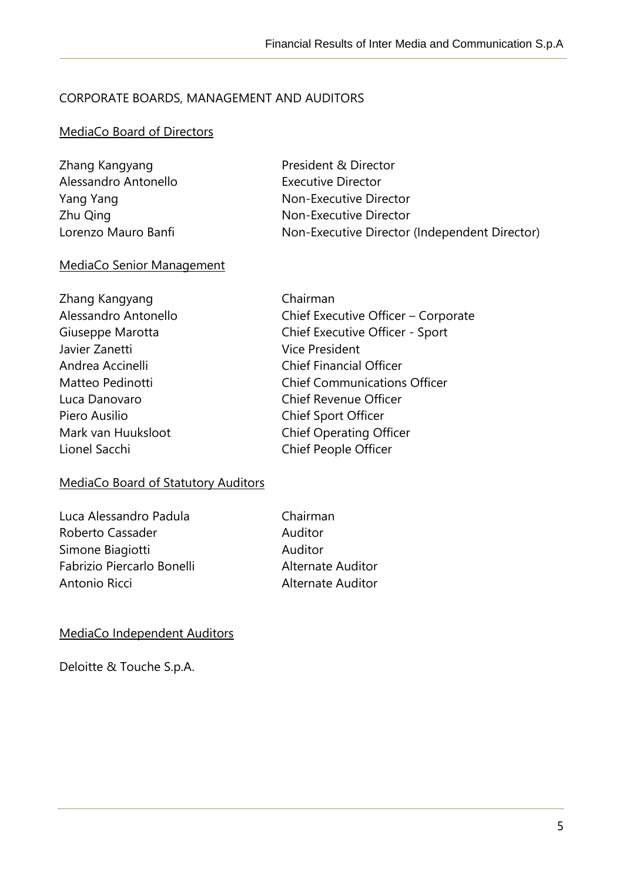## CORPORATE BOARDS, MANAGEMENT AND AUDITORS

### MediaCo Board of Directors

| | |
|---|---|
| Zhang Kangyang | President & Director |
| Alessandro Antonello | Executive Director |
| Yang Yang | Non-Executive Director |
| Zhu Qing | Non-Executive Director |
| Lorenzo Mauro Banfi | Non-Executive Director (Independent Director) |

### MediaCo Senior Management

| | |
|---|---|
| Zhang Kangyang | Chairman |
| Alessandro Antonello | Chief Executive Officer – Corporate |
| Giuseppe Marotta | Chief Executive Officer - Sport |
| Javier Zanetti | Vice President |
| Andrea Accinelli | Chief Financial Officer |
| Matteo Pedinotti | Chief Communications Officer |
| Luca Danovaro | Chief Revenue Officer |
| Piero Ausilio | Chief Sport Officer |
| Mark van Huuksloot | Chief Operating Officer |
| Lionel Sacchi | Chief People Officer |

### MediaCo Board of Statutory Auditors

| | |
|---|---|
| Luca Alessandro Padula | Chairman |
| Roberto Cassader | Auditor |
| Simone Biagiotti | Auditor |
| Fabrizio Piercarlo Bonelli | Alternate Auditor |
| Antonio Ricci | Alternate Auditor |

### MediaCo Independent Auditors

Deloitte & Touche S.p.A.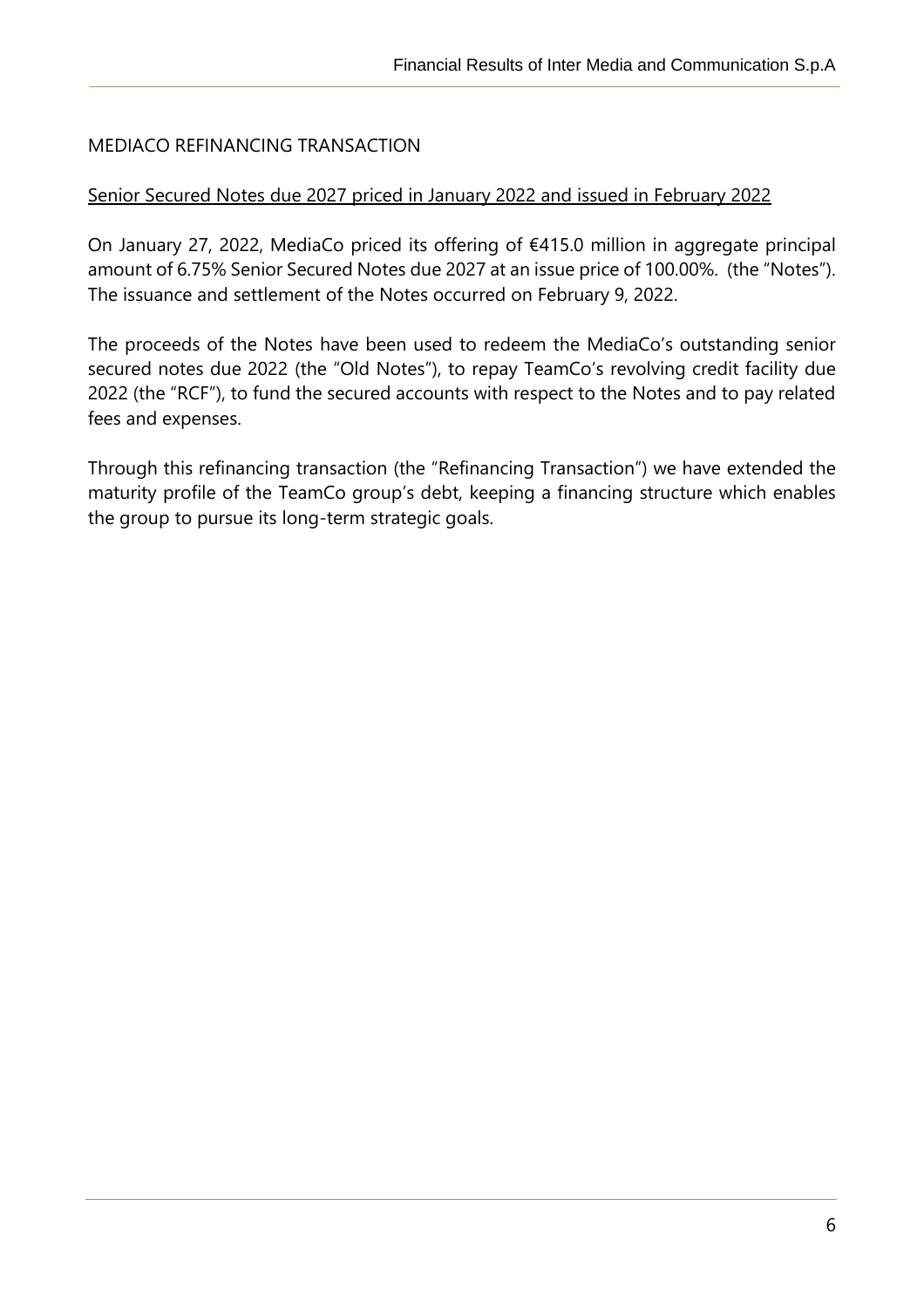## MEDIACO REFINANCING TRANSACTION

### Senior Secured Notes due 2027 priced in January 2022 and issued in February 2022

On January 27, 2022, MediaCo priced its offering of €415.0 million in aggregate principal amount of 6.75% Senior Secured Notes due 2027 at an issue price of 100.00%. (the "Notes"). The issuance and settlement of the Notes occurred on February 9, 2022.

The proceeds of the Notes have been used to redeem the MediaCo's outstanding senior secured notes due 2022 (the "Old Notes"), to repay TeamCo's revolving credit facility due 2022 (the "RCF"), to fund the secured accounts with respect to the Notes and to pay related fees and expenses.

Through this refinancing transaction (the "Refinancing Transaction") we have extended the maturity profile of the TeamCo group's debt, keeping a financing structure which enables the group to pursue its long-term strategic goals.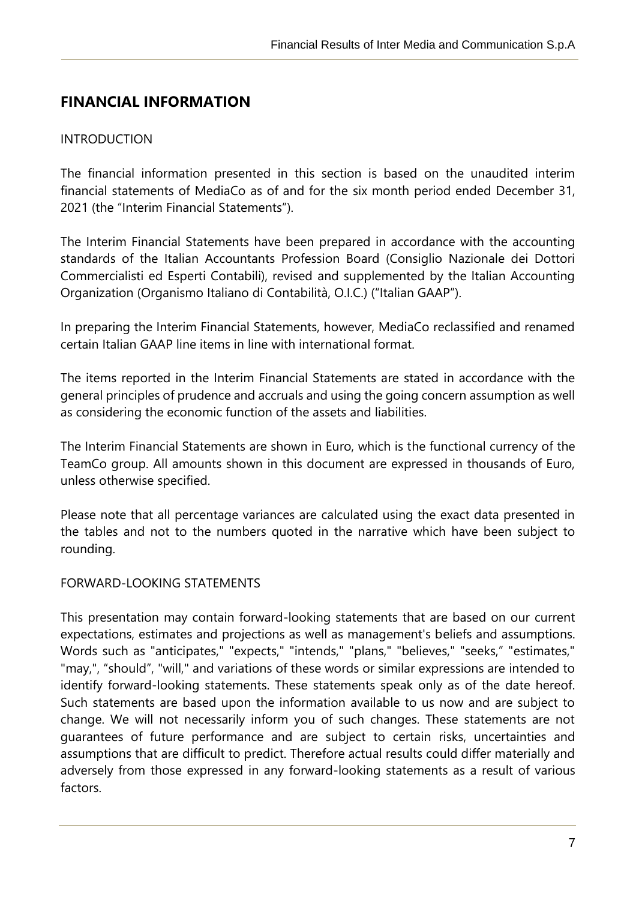## FINANCIAL INFORMATION

INTRODUCTION

The financial information presented in this section is based on the unaudited interim financial statements of MediaCo as of and for the six month period ended December 31, 2021 (the "Interim Financial Statements").

The Interim Financial Statements have been prepared in accordance with the accounting standards of the Italian Accountants Profession Board (Consiglio Nazionale dei Dottori Commercialisti ed Esperti Contabili), revised and supplemented by the Italian Accounting Organization (Organismo Italiano di Contabilità, O.I.C.) ("Italian GAAP").

In preparing the Interim Financial Statements, however, MediaCo reclassified and renamed certain Italian GAAP line items in line with international format.

The items reported in the Interim Financial Statements are stated in accordance with the general principles of prudence and accruals and using the going concern assumption as well as considering the economic function of the assets and liabilities.

The Interim Financial Statements are shown in Euro, which is the functional currency of the TeamCo group. All amounts shown in this document are expressed in thousands of Euro, unless otherwise specified.

Please note that all percentage variances are calculated using the exact data presented in the tables and not to the numbers quoted in the narrative which have been subject to rounding.

FORWARD-LOOKING STATEMENTS

This presentation may contain forward-looking statements that are based on our current expectations, estimates and projections as well as management's beliefs and assumptions. Words such as "anticipates," "expects," "intends," "plans," "believes," "seeks," "estimates," "may,", "should", "will," and variations of these words or similar expressions are intended to identify forward-looking statements. These statements speak only as of the date hereof. Such statements are based upon the information available to us now and are subject to change. We will not necessarily inform you of such changes. These statements are not guarantees of future performance and are subject to certain risks, uncertainties and assumptions that are difficult to predict. Therefore actual results could differ materially and adversely from those expressed in any forward-looking statements as a result of various factors.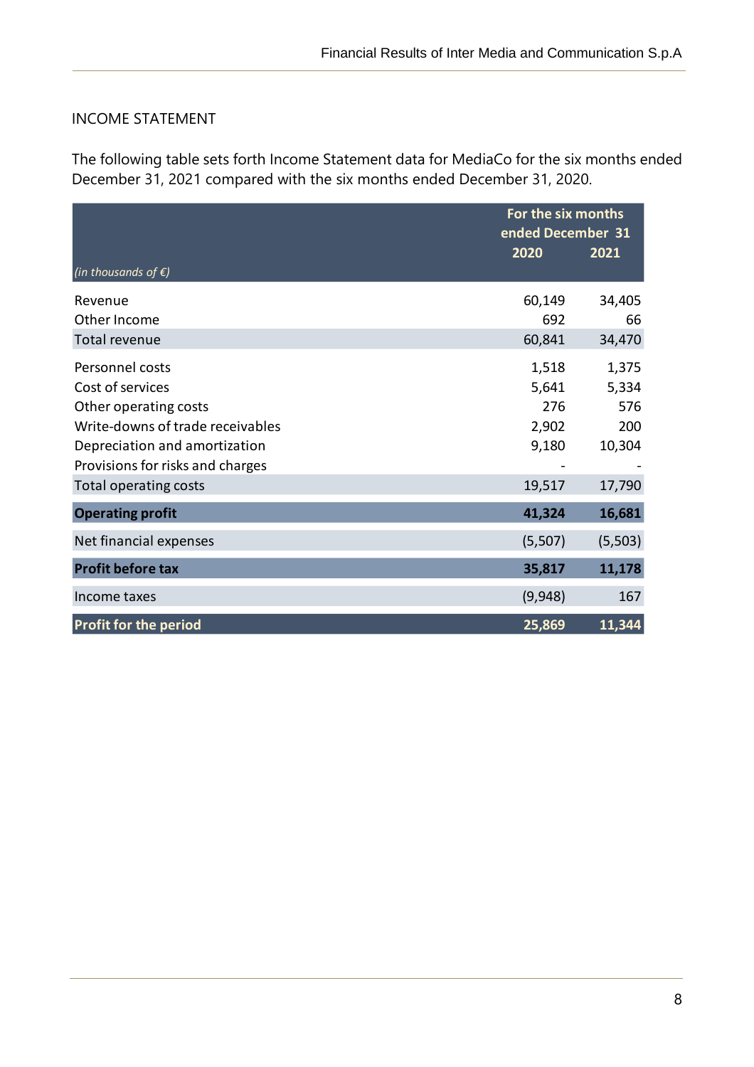## INCOME STATEMENT

The following table sets forth Income Statement data for MediaCo for the six months ended December 31, 2021 compared with the six months ended December 31, 2020.

| *(in thousands of €)* | For the six months ended December 31 2020 | 2021 |
|---|---|---|
| Revenue | 60,149 | 34,405 |
| Other Income | 692 | 66 |
| Total revenue | 60,841 | 34,470 |
| Personnel costs | 1,518 | 1,375 |
| Cost of services | 5,641 | 5,334 |
| Other operating costs | 276 | 576 |
| Write-downs of trade receivables | 2,902 | 200 |
| Depreciation and amortization | 9,180 | 10,304 |
| Provisions for risks and charges | - | - |
| Total operating costs | 19,517 | 17,790 |
| **Operating profit** | **41,324** | **16,681** |
| Net financial expenses | (5,507) | (5,503) |
| **Profit before tax** | **35,817** | **11,178** |
| Income taxes | (9,948) | 167 |
| **Profit for the period** | **25,869** | **11,344** |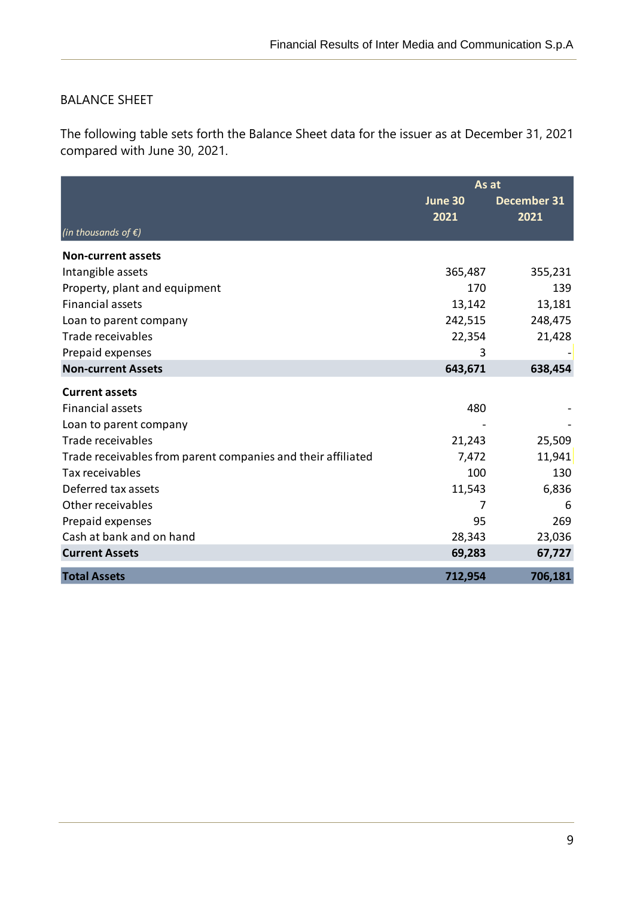## BALANCE SHEET

The following table sets forth the Balance Sheet data for the issuer as at December 31, 2021 compared with June 30, 2021.

| | As at | |
|---|---|---|
| *(in thousands of €)* | June 30 2021 | December 31 2021 |
| **Non-current assets** | | |
| Intangible assets | 365,487 | 355,231 |
| Property, plant and equipment | 170 | 139 |
| Financial assets | 13,142 | 13,181 |
| Loan to parent company | 242,515 | 248,475 |
| Trade receivables | 22,354 | 21,428 |
| Prepaid expenses | 3 | - |
| **Non-current Assets** | **643,671** | **638,454** |
| **Current assets** | | |
| Financial assets | 480 | - |
| Loan to parent company | - | - |
| Trade receivables | 21,243 | 25,509 |
| Trade receivables from parent companies and their affiliated | 7,472 | 11,941 |
| Tax receivables | 100 | 130 |
| Deferred tax assets | 11,543 | 6,836 |
| Other receivables | 7 | 6 |
| Prepaid expenses | 95 | 269 |
| Cash at bank and on hand | 28,343 | 23,036 |
| **Current Assets** | **69,283** | **67,727** |
| **Total Assets** | **712,954** | **706,181** |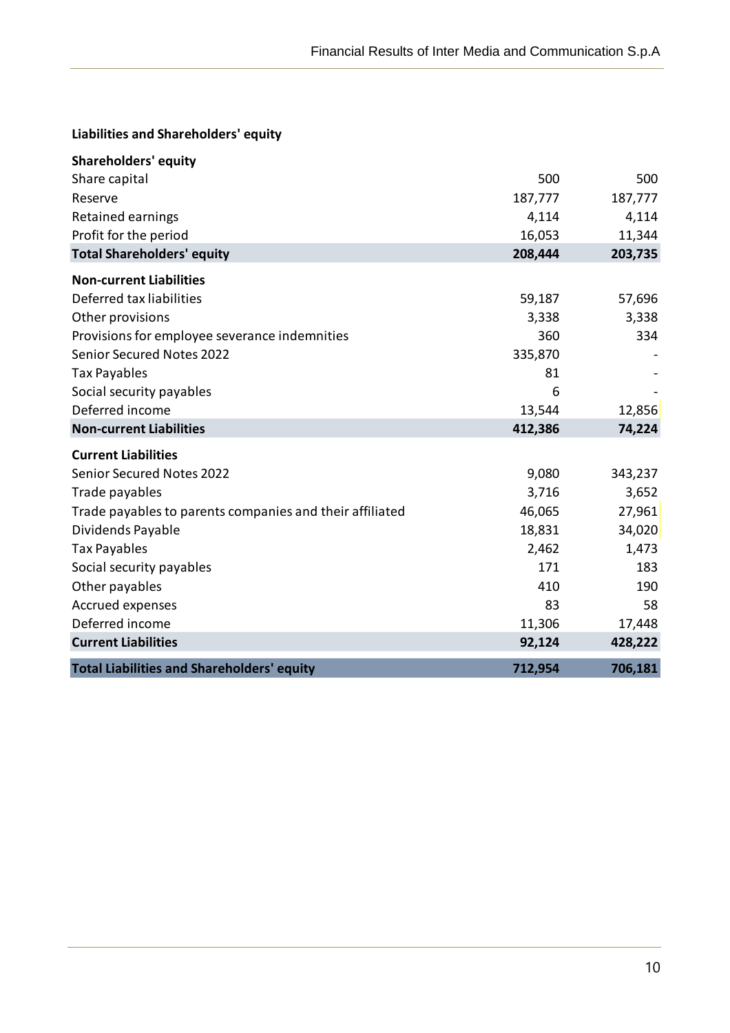**Liabilities and Shareholders' equity**

| | | |
|---|---|---|
| **Shareholders' equity** | | |
| Share capital | 500 | 500 |
| Reserve | 187,777 | 187,777 |
| Retained earnings | 4,114 | 4,114 |
| Profit for the period | 16,053 | 11,344 |
| **Total Shareholders' equity** | **208,444** | **203,735** |
| **Non-current Liabilities** | | |
| Deferred tax liabilities | 59,187 | 57,696 |
| Other provisions | 3,338 | 3,338 |
| Provisions for employee severance indemnities | 360 | 334 |
| Senior Secured Notes 2022 | 335,870 | - |
| Tax Payables | 81 | - |
| Social security payables | 6 | - |
| Deferred income | 13,544 | 12,856 |
| **Non-current Liabilities** | **412,386** | **74,224** |
| **Current Liabilities** | | |
| Senior Secured Notes 2022 | 9,080 | 343,237 |
| Trade payables | 3,716 | 3,652 |
| Trade payables to parents companies and their affiliated | 46,065 | 27,961 |
| Dividends Payable | 18,831 | 34,020 |
| Tax Payables | 2,462 | 1,473 |
| Social security payables | 171 | 183 |
| Other payables | 410 | 190 |
| Accrued expenses | 83 | 58 |
| Deferred income | 11,306 | 17,448 |
| **Current Liabilities** | **92,124** | **428,222** |
| **Total Liabilities and Shareholders' equity** | **712,954** | **706,181** |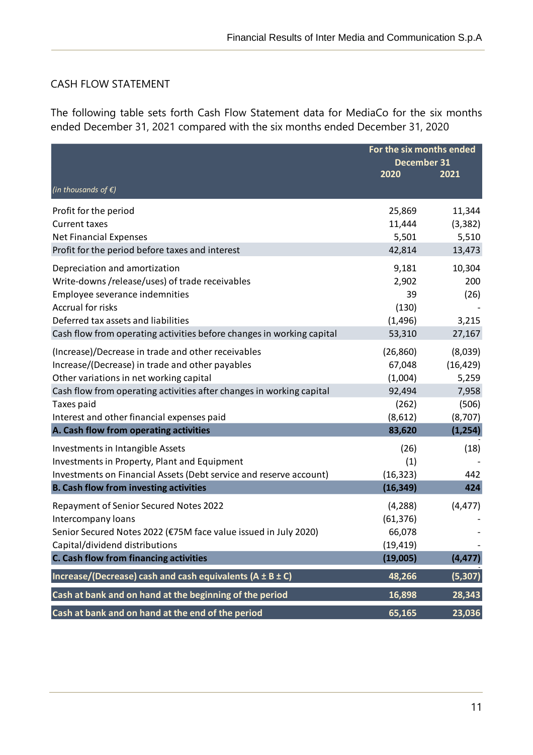## CASH FLOW STATEMENT

The following table sets forth Cash Flow Statement data for MediaCo for the six months ended December 31, 2021 compared with the six months ended December 31, 2020

| *(in thousands of €)* | For the six months ended December 31 2020 | 2021 |
|---|---|---|
| Profit for the period | 25,869 | 11,344 |
| Current taxes | 11,444 | (3,382) |
| Net Financial Expenses | 5,501 | 5,510 |
| Profit for the period before taxes and interest | 42,814 | 13,473 |
| Depreciation and amortization | 9,181 | 10,304 |
| Write-downs /release/uses) of trade receivables | 2,902 | 200 |
| Employee severance indemnities | 39 | (26) |
| Accrual for risks | (130) | - |
| Deferred tax assets and liabilities | (1,496) | 3,215 |
| Cash flow from operating activities before changes in working capital | 53,310 | 27,167 |
| (Increase)/Decrease in trade and other receivables | (26,860) | (8,039) |
| Increase/(Decrease) in trade and other payables | 67,048 | (16,429) |
| Other variations in net working capital | (1,004) | 5,259 |
| Cash flow from operating activities after changes in working capital | 92,494 | 7,958 |
| Taxes paid | (262) | (506) |
| Interest and other financial expenses paid | (8,612) | (8,707) |
| **A. Cash flow from operating activities** | **83,620** | **(1,254)** |
| Investments in Intangible Assets | (26) | (18) |
| Investments in Property, Plant and Equipment | (1) | - |
| Investments on Financial Assets (Debt service and reserve account) | (16,323) | 442 |
| **B. Cash flow from investing activities** | **(16,349)** | **424** |
| Repayment of Senior Secured Notes 2022 | (4,288) | (4,477) |
| Intercompany loans | (61,376) | - |
| Senior Secured Notes 2022 (€75M face value issued in July 2020) | 66,078 | - |
| Capital/dividend distributions | (19,419) | - |
| **C. Cash flow from financing activities** | **(19,005)** | **(4,477)** |
| **Increase/(Decrease) cash and cash equivalents (A ± B ± C)** | **48,266** | **(5,307)** |
| **Cash at bank and on hand at the beginning of the period** | **16,898** | **28,343** |
| **Cash at bank and on hand at the end of the period** | **65,165** | **23,036** |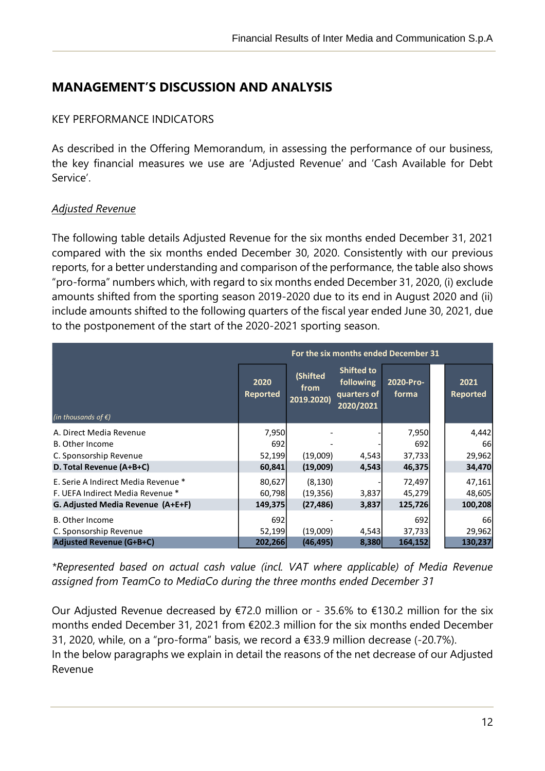## MANAGEMENT'S DISCUSSION AND ANALYSIS

KEY PERFORMANCE INDICATORS

As described in the Offering Memorandum, in assessing the performance of our business, the key financial measures we use are 'Adjusted Revenue' and 'Cash Available for Debt Service'.

### Adjusted Revenue

The following table details Adjusted Revenue for the six months ended December 31, 2021 compared with the six months ended December 30, 2020. Consistently with our previous reports, for a better understanding and comparison of the performance, the table also shows "pro-forma" numbers which, with regard to six months ended December 31, 2020, (i) exclude amounts shifted from the sporting season 2019-2020 due to its end in August 2020 and (ii) include amounts shifted to the following quarters of the fiscal year ended June 30, 2021, due to the postponement of the start of the 2020-2021 sporting season.

| | For the six months ended December 31 | | | | |
|---|---|---|---|---|---|
| *(in thousands of €)* | 2020 Reported | (Shifted from 2019.2020) | Shifted to following quarters of 2020/2021 | 2020-Pro-forma | 2021 Reported |
| A. Direct Media Revenue | 7,950 | - | - | 7,950 | 4,442 |
| B. Other Income | 692 | - | - | 692 | 66 |
| C. Sponsorship Revenue | 52,199 | (19,009) | 4,543 | 37,733 | 29,962 |
| **D. Total Revenue (A+B+C)** | **60,841** | **(19,009)** | **4,543** | **46,375** | **34,470** |
| E. Serie A Indirect Media Revenue * | 80,627 | (8,130) | - | 72,497 | 47,161 |
| F. UEFA Indirect Media Revenue * | 60,798 | (19,356) | 3,837 | 45,279 | 48,605 |
| **G. Adjusted Media Revenue (A+E+F)** | **149,375** | **(27,486)** | **3,837** | **125,726** | **100,208** |
| B. Other Income | 692 | - | | 692 | 66 |
| C. Sponsorship Revenue | 52,199 | (19,009) | 4,543 | 37,733 | 29,962 |
| **Adjusted Revenue (G+B+C)** | **202,266** | **(46,495)** | **8,380** | **164,152** | **130,237** |

*\*Represented based on actual cash value (incl. VAT where applicable) of Media Revenue assigned from TeamCo to MediaCo during the three months ended December 31*

Our Adjusted Revenue decreased by €72.0 million or - 35.6% to €130.2 million for the six months ended December 31, 2021 from €202.3 million for the six months ended December 31, 2020, while, on a "pro-forma" basis, we record a €33.9 million decrease (-20.7%).
In the below paragraphs we explain in detail the reasons of the net decrease of our Adjusted Revenue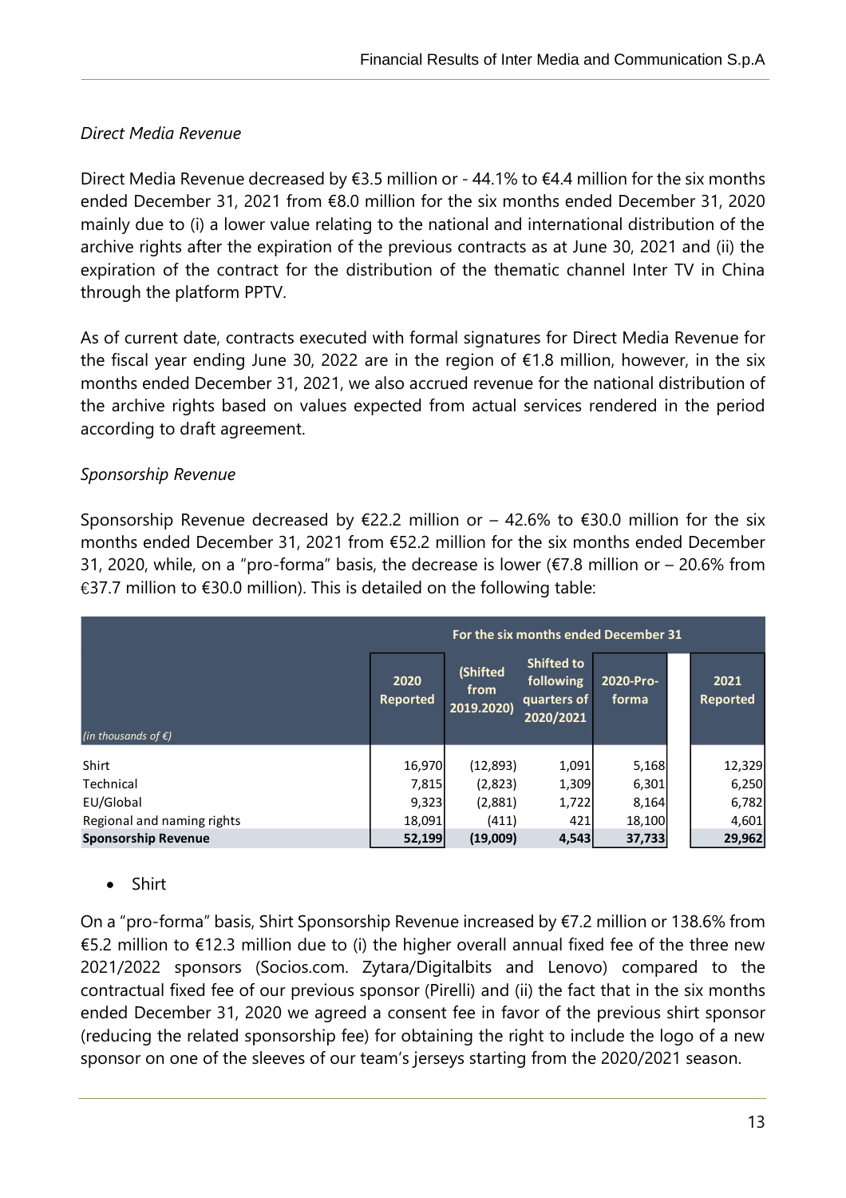*Direct Media Revenue*

Direct Media Revenue decreased by €3.5 million or - 44.1% to €4.4 million for the six months ended December 31, 2021 from €8.0 million for the six months ended December 31, 2020 mainly due to (i) a lower value relating to the national and international distribution of the archive rights after the expiration of the previous contracts as at June 30, 2021 and (ii) the expiration of the contract for the distribution of the thematic channel Inter TV in China through the platform PPTV.

As of current date, contracts executed with formal signatures for Direct Media Revenue for the fiscal year ending June 30, 2022 are in the region of €1.8 million, however, in the six months ended December 31, 2021, we also accrued revenue for the national distribution of the archive rights based on values expected from actual services rendered in the period according to draft agreement.

*Sponsorship Revenue*

Sponsorship Revenue decreased by €22.2 million or – 42.6% to €30.0 million for the six months ended December 31, 2021 from €52.2 million for the six months ended December 31, 2020, while, on a "pro-forma" basis, the decrease is lower (€7.8 million or – 20.6% from €37.7 million to €30.0 million). This is detailed on the following table:

| | For the six months ended December 31 | | | | |
|---|---|---|---|---|---|
| *(in thousands of €)* | 2020 Reported | (Shifted from 2019.2020) | Shifted to following quarters of 2020/2021 | 2020-Pro-forma | 2021 Reported |
| Shirt | 16,970 | (12,893) | 1,091 | 5,168 | 12,329 |
| Technical | 7,815 | (2,823) | 1,309 | 6,301 | 6,250 |
| EU/Global | 9,323 | (2,881) | 1,722 | 8,164 | 6,782 |
| Regional and naming rights | 18,091 | (411) | 421 | 18,100 | 4,601 |
| **Sponsorship Revenue** | **52,199** | **(19,009)** | **4,543** | **37,733** | **29,962** |

- Shirt

On a "pro-forma" basis, Shirt Sponsorship Revenue increased by €7.2 million or 138.6% from €5.2 million to €12.3 million due to (i) the higher overall annual fixed fee of the three new 2021/2022 sponsors (Socios.com. Zytara/Digitalbits and Lenovo) compared to the contractual fixed fee of our previous sponsor (Pirelli) and (ii) the fact that in the six months ended December 31, 2020 we agreed a consent fee in favor of the previous shirt sponsor (reducing the related sponsorship fee) for obtaining the right to include the logo of a new sponsor on one of the sleeves of our team's jerseys starting from the 2020/2021 season.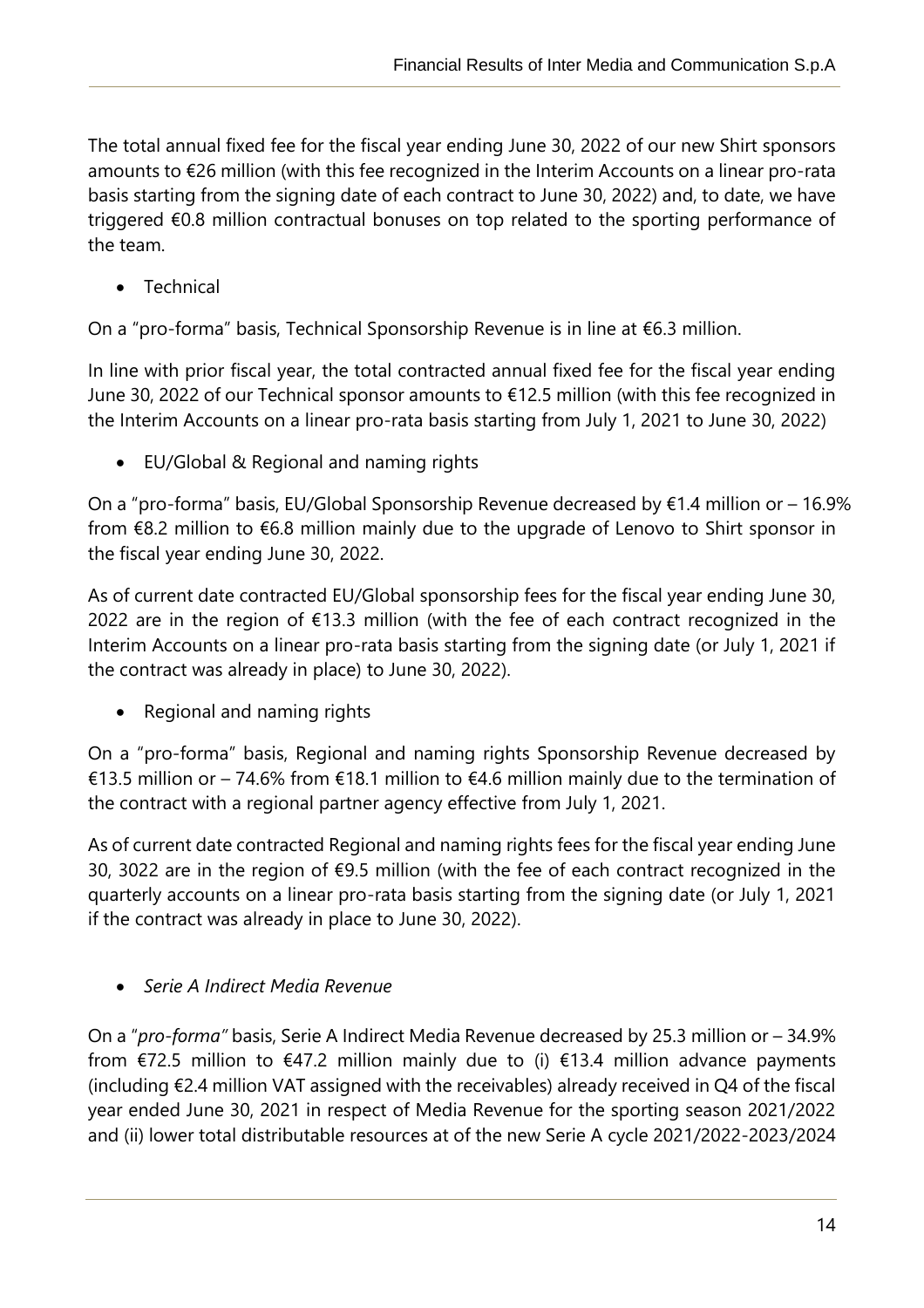The total annual fixed fee for the fiscal year ending June 30, 2022 of our new Shirt sponsors amounts to €26 million (with this fee recognized in the Interim Accounts on a linear pro-rata basis starting from the signing date of each contract to June 30, 2022) and, to date, we have triggered €0.8 million contractual bonuses on top related to the sporting performance of the team.

- Technical

On a "pro-forma" basis, Technical Sponsorship Revenue is in line at €6.3 million.

In line with prior fiscal year, the total contracted annual fixed fee for the fiscal year ending June 30, 2022 of our Technical sponsor amounts to €12.5 million (with this fee recognized in the Interim Accounts on a linear pro-rata basis starting from July 1, 2021 to June 30, 2022)

- EU/Global & Regional and naming rights

On a "pro-forma" basis, EU/Global Sponsorship Revenue decreased by €1.4 million or – 16.9% from €8.2 million to €6.8 million mainly due to the upgrade of Lenovo to Shirt sponsor in the fiscal year ending June 30, 2022.

As of current date contracted EU/Global sponsorship fees for the fiscal year ending June 30, 2022 are in the region of €13.3 million (with the fee of each contract recognized in the Interim Accounts on a linear pro-rata basis starting from the signing date (or July 1, 2021 if the contract was already in place) to June 30, 2022).

- Regional and naming rights

On a "pro-forma" basis, Regional and naming rights Sponsorship Revenue decreased by €13.5 million or – 74.6% from €18.1 million to €4.6 million mainly due to the termination of the contract with a regional partner agency effective from July 1, 2021.

As of current date contracted Regional and naming rights fees for the fiscal year ending June 30, 3022 are in the region of €9.5 million (with the fee of each contract recognized in the quarterly accounts on a linear pro-rata basis starting from the signing date (or July 1, 2021 if the contract was already in place to June 30, 2022).

- *Serie A Indirect Media Revenue*

On a "*pro-forma"* basis, Serie A Indirect Media Revenue decreased by 25.3 million or – 34.9% from €72.5 million to €47.2 million mainly due to (i) €13.4 million advance payments (including €2.4 million VAT assigned with the receivables) already received in Q4 of the fiscal year ended June 30, 2021 in respect of Media Revenue for the sporting season 2021/2022 and (ii) lower total distributable resources at of the new Serie A cycle 2021/2022-2023/2024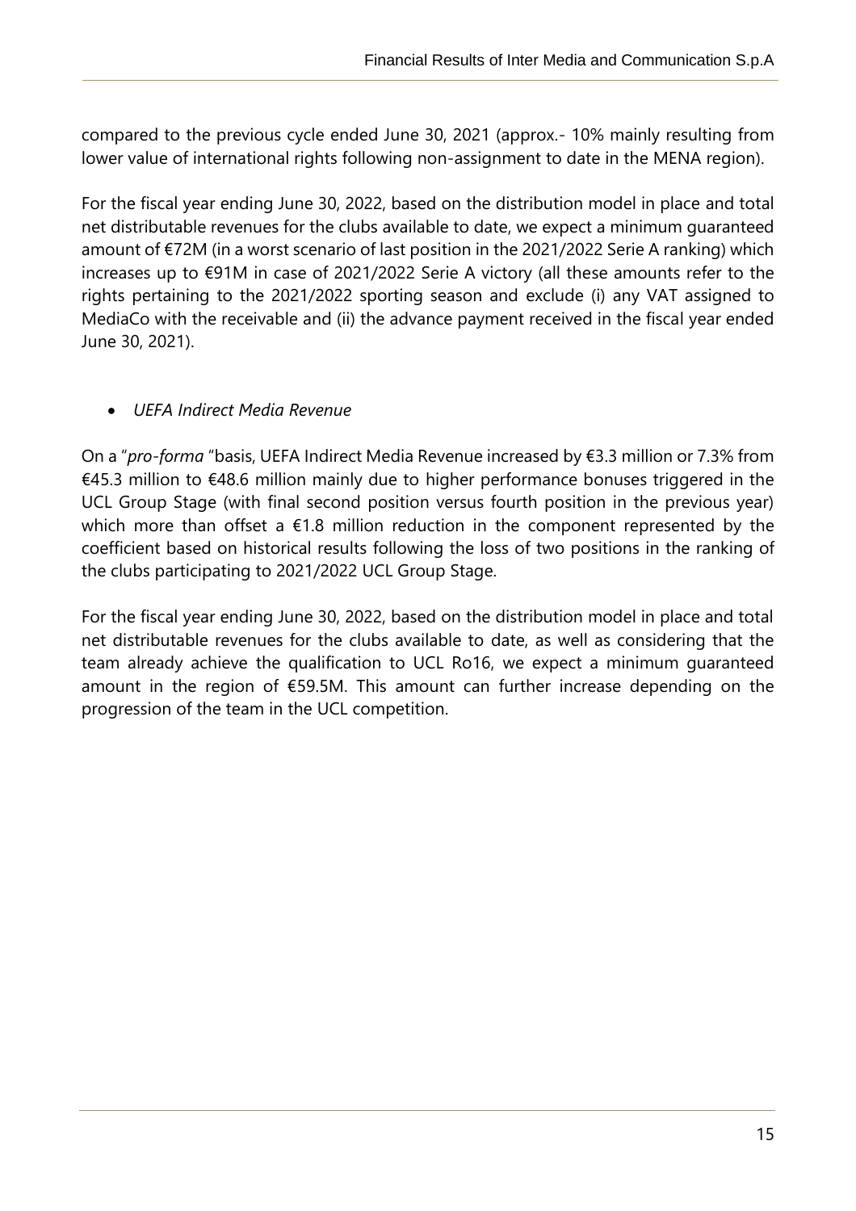compared to the previous cycle ended June 30, 2021 (approx.- 10% mainly resulting from lower value of international rights following non-assignment to date in the MENA region).

For the fiscal year ending June 30, 2022, based on the distribution model in place and total net distributable revenues for the clubs available to date, we expect a minimum guaranteed amount of €72M (in a worst scenario of last position in the 2021/2022 Serie A ranking) which increases up to €91M in case of 2021/2022 Serie A victory (all these amounts refer to the rights pertaining to the 2021/2022 sporting season and exclude (i) any VAT assigned to MediaCo with the receivable and (ii) the advance payment received in the fiscal year ended June 30, 2021).

- *UEFA Indirect Media Revenue*

On a "*pro-forma* "basis, UEFA Indirect Media Revenue increased by €3.3 million or 7.3% from €45.3 million to €48.6 million mainly due to higher performance bonuses triggered in the UCL Group Stage (with final second position versus fourth position in the previous year) which more than offset a €1.8 million reduction in the component represented by the coefficient based on historical results following the loss of two positions in the ranking of the clubs participating to 2021/2022 UCL Group Stage.

For the fiscal year ending June 30, 2022, based on the distribution model in place and total net distributable revenues for the clubs available to date, as well as considering that the team already achieve the qualification to UCL Ro16, we expect a minimum guaranteed amount in the region of €59.5M. This amount can further increase depending on the progression of the team in the UCL competition.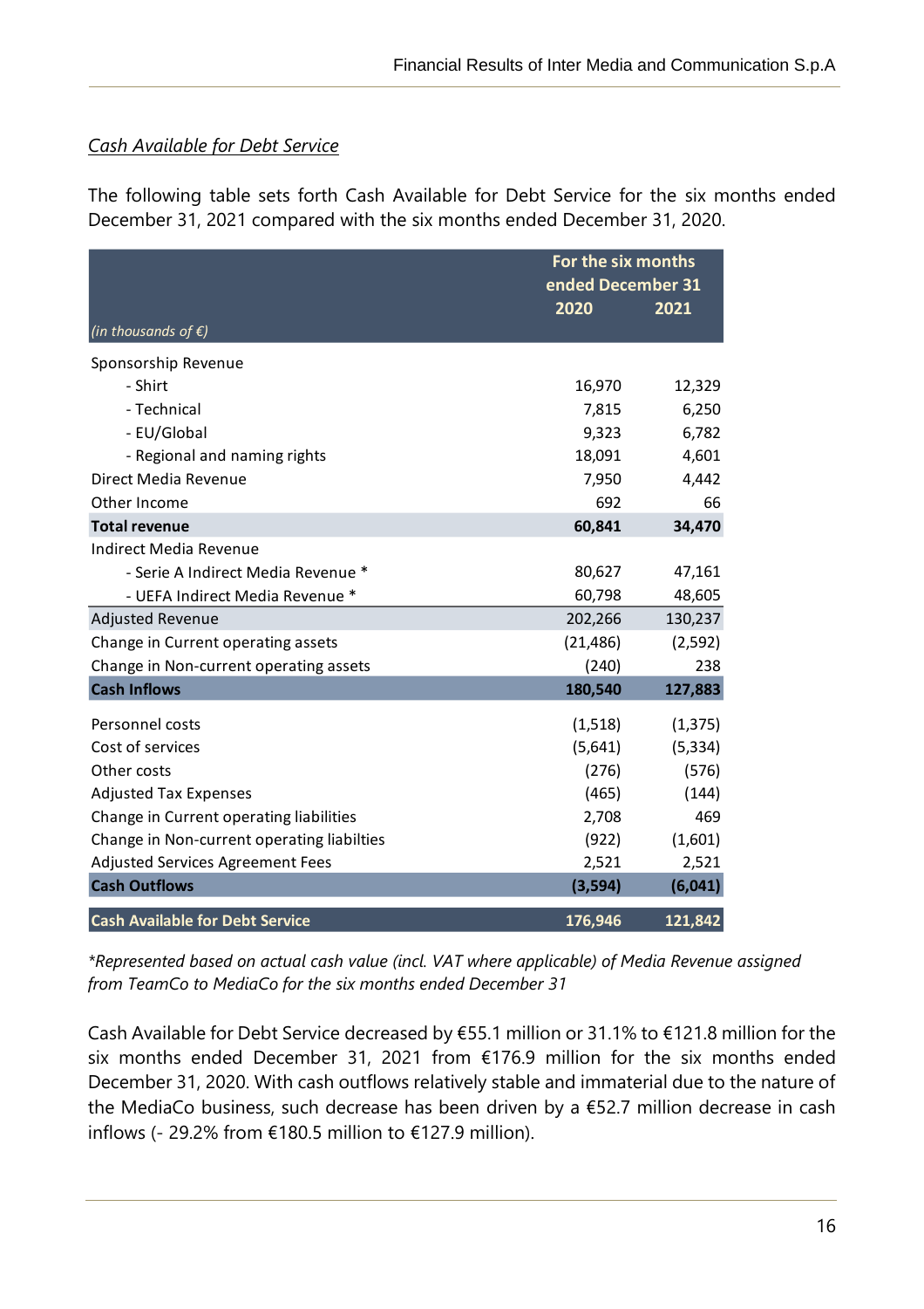*Cash Available for Debt Service*

The following table sets forth Cash Available for Debt Service for the six months ended December 31, 2021 compared with the six months ended December 31, 2020.

| *(in thousands of €)* | For the six months ended December 31 2020 | 2021 |
|---|---|---|
| Sponsorship Revenue | | |
| - Shirt | 16,970 | 12,329 |
| - Technical | 7,815 | 6,250 |
| - EU/Global | 9,323 | 6,782 |
| - Regional and naming rights | 18,091 | 4,601 |
| Direct Media Revenue | 7,950 | 4,442 |
| Other Income | 692 | 66 |
| **Total revenue** | **60,841** | **34,470** |
| Indirect Media Revenue | | |
| - Serie A Indirect Media Revenue * | 80,627 | 47,161 |
| - UEFA Indirect Media Revenue * | 60,798 | 48,605 |
| Adjusted Revenue | 202,266 | 130,237 |
| Change in Current operating assets | (21,486) | (2,592) |
| Change in Non-current operating assets | (240) | 238 |
| **Cash Inflows** | **180,540** | **127,883** |
| Personnel costs | (1,518) | (1,375) |
| Cost of services | (5,641) | (5,334) |
| Other costs | (276) | (576) |
| Adjusted Tax Expenses | (465) | (144) |
| Change in Current operating liabilities | 2,708 | 469 |
| Change in Non-current operating liabilties | (922) | (1,601) |
| Adjusted Services Agreement Fees | 2,521 | 2,521 |
| **Cash Outflows** | **(3,594)** | **(6,041)** |
| **Cash Available for Debt Service** | **176,946** | **121,842** |

*\*Represented based on actual cash value (incl. VAT where applicable) of Media Revenue assigned from TeamCo to MediaCo for the six months ended December 31*

Cash Available for Debt Service decreased by €55.1 million or 31.1% to €121.8 million for the six months ended December 31, 2021 from €176.9 million for the six months ended December 31, 2020. With cash outflows relatively stable and immaterial due to the nature of the MediaCo business, such decrease has been driven by a €52.7 million decrease in cash inflows (- 29.2% from €180.5 million to €127.9 million).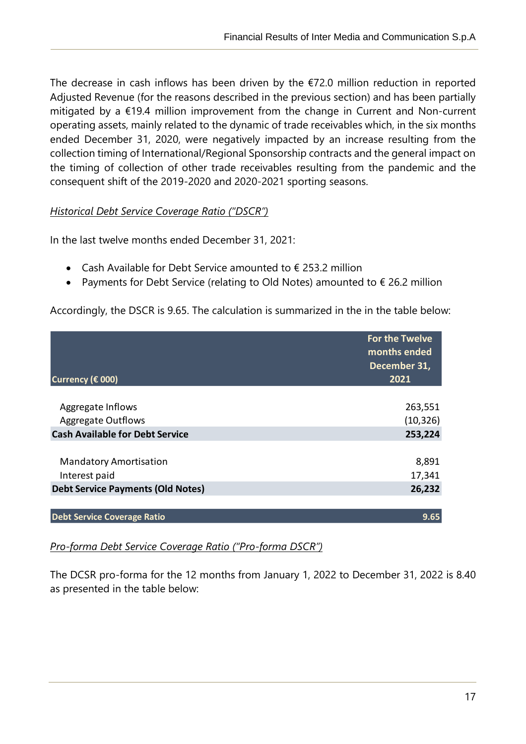The decrease in cash inflows has been driven by the €72.0 million reduction in reported Adjusted Revenue (for the reasons described in the previous section) and has been partially mitigated by a €19.4 million improvement from the change in Current and Non-current operating assets, mainly related to the dynamic of trade receivables which, in the six months ended December 31, 2020, were negatively impacted by an increase resulting from the collection timing of International/Regional Sponsorship contracts and the general impact on the timing of collection of other trade receivables resulting from the pandemic and the consequent shift of the 2019-2020 and 2020-2021 sporting seasons.

*Historical Debt Service Coverage Ratio ("DSCR")*

In the last twelve months ended December 31, 2021:

- Cash Available for Debt Service amounted to € 253.2 million
- Payments for Debt Service (relating to Old Notes) amounted to € 26.2 million

Accordingly, the DSCR is 9.65. The calculation is summarized in the in the table below:

| Currency (€ 000) | For the Twelve months ended December 31, 2021 |
|---|---|
| Aggregate Inflows | 263,551 |
| Aggregate Outflows | (10,326) |
| **Cash Available for Debt Service** | **253,224** |
| Mandatory Amortisation | 8,891 |
| Interest paid | 17,341 |
| **Debt Service Payments (Old Notes)** | **26,232** |
| **Debt Service Coverage Ratio** | **9.65** |

*Pro-forma Debt Service Coverage Ratio ("Pro-forma DSCR")*

The DCSR pro-forma for the 12 months from January 1, 2022 to December 31, 2022 is 8.40 as presented in the table below: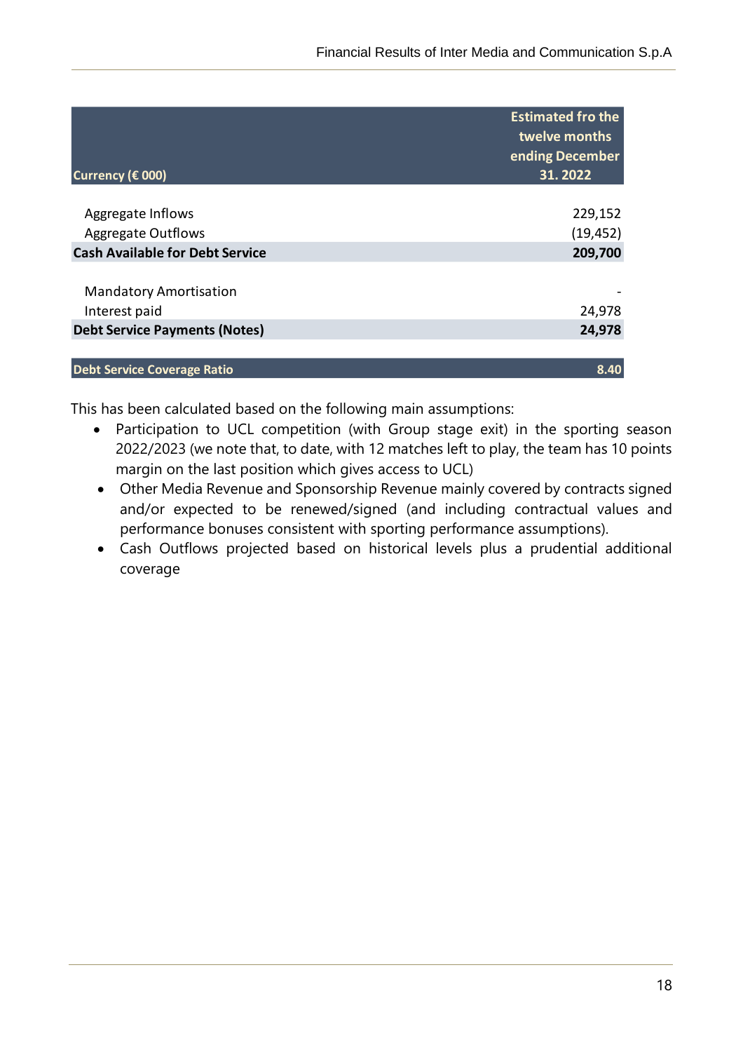| Currency (€ 000) | Estimated fro the twelve months ending December 31. 2022 |
|---|---|
| Aggregate Inflows | 229,152 |
| Aggregate Outflows | (19,452) |
| **Cash Available for Debt Service** | **209,700** |
| | |
| Mandatory Amortisation | - |
| Interest paid | 24,978 |
| **Debt Service Payments (Notes)** | **24,978** |
| | |
| **Debt Service Coverage Ratio** | **8.40** |

This has been calculated based on the following main assumptions:

- Participation to UCL competition (with Group stage exit) in the sporting season 2022/2023 (we note that, to date, with 12 matches left to play, the team has 10 points margin on the last position which gives access to UCL)
- Other Media Revenue and Sponsorship Revenue mainly covered by contracts signed and/or expected to be renewed/signed (and including contractual values and performance bonuses consistent with sporting performance assumptions).
- Cash Outflows projected based on historical levels plus a prudential additional coverage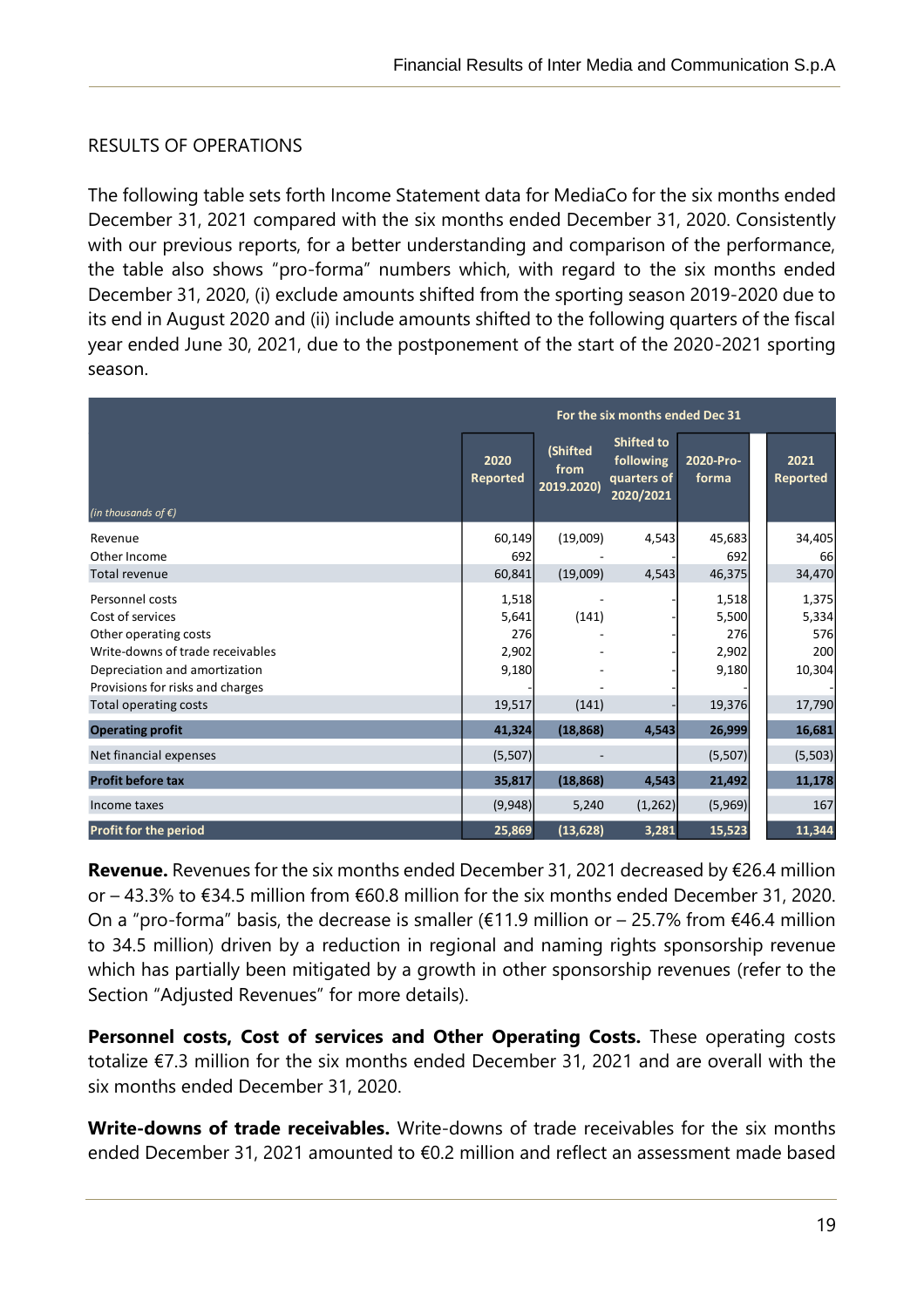## RESULTS OF OPERATIONS

The following table sets forth Income Statement data for MediaCo for the six months ended December 31, 2021 compared with the six months ended December 31, 2020. Consistently with our previous reports, for a better understanding and comparison of the performance, the table also shows "pro-forma" numbers which, with regard to the six months ended December 31, 2020, (i) exclude amounts shifted from the sporting season 2019-2020 due to its end in August 2020 and (ii) include amounts shifted to the following quarters of the fiscal year ended June 30, 2021, due to the postponement of the start of the 2020-2021 sporting season.

| | For the six months ended Dec 31 | | | | |
|---|---|---|---|---|---|
| *(in thousands of €)* | 2020 Reported | (Shifted from 2019.2020) | Shifted to following quarters of 2020/2021 | 2020-Pro-forma | 2021 Reported |
| Revenue | 60,149 | (19,009) | 4,543 | 45,683 | 34,405 |
| Other Income | 692 | - | - | 692 | 66 |
| Total revenue | 60,841 | (19,009) | 4,543 | 46,375 | 34,470 |
| Personnel costs | 1,518 | - | - | 1,518 | 1,375 |
| Cost of services | 5,641 | (141) | - | 5,500 | 5,334 |
| Other operating costs | 276 | - | - | 276 | 576 |
| Write-downs of trade receivables | 2,902 | - | - | 2,902 | 200 |
| Depreciation and amortization | 9,180 | - | - | 9,180 | 10,304 |
| Provisions for risks and charges | - | - | | - | - |
| Total operating costs | 19,517 | (141) | - | 19,376 | 17,790 |
| **Operating profit** | **41,324** | **(18,868)** | **4,543** | **26,999** | **16,681** |
| Net financial expenses | (5,507) | - | | (5,507) | (5,503) |
| **Profit before tax** | **35,817** | **(18,868)** | **4,543** | **21,492** | **11,178** |
| Income taxes | (9,948) | 5,240 | (1,262) | (5,969) | 167 |
| **Profit for the period** | **25,869** | **(13,628)** | **3,281** | **15,523** | **11,344** |

**Revenue.** Revenues for the six months ended December 31, 2021 decreased by €26.4 million or – 43.3% to €34.5 million from €60.8 million for the six months ended December 31, 2020. On a "pro-forma" basis, the decrease is smaller (€11.9 million or – 25.7% from €46.4 million to 34.5 million) driven by a reduction in regional and naming rights sponsorship revenue which has partially been mitigated by a growth in other sponsorship revenues (refer to the Section "Adjusted Revenues" for more details).

**Personnel costs, Cost of services and Other Operating Costs.** These operating costs totalize €7.3 million for the six months ended December 31, 2021 and are overall with the six months ended December 31, 2020.

**Write-downs of trade receivables.** Write-downs of trade receivables for the six months ended December 31, 2021 amounted to €0.2 million and reflect an assessment made based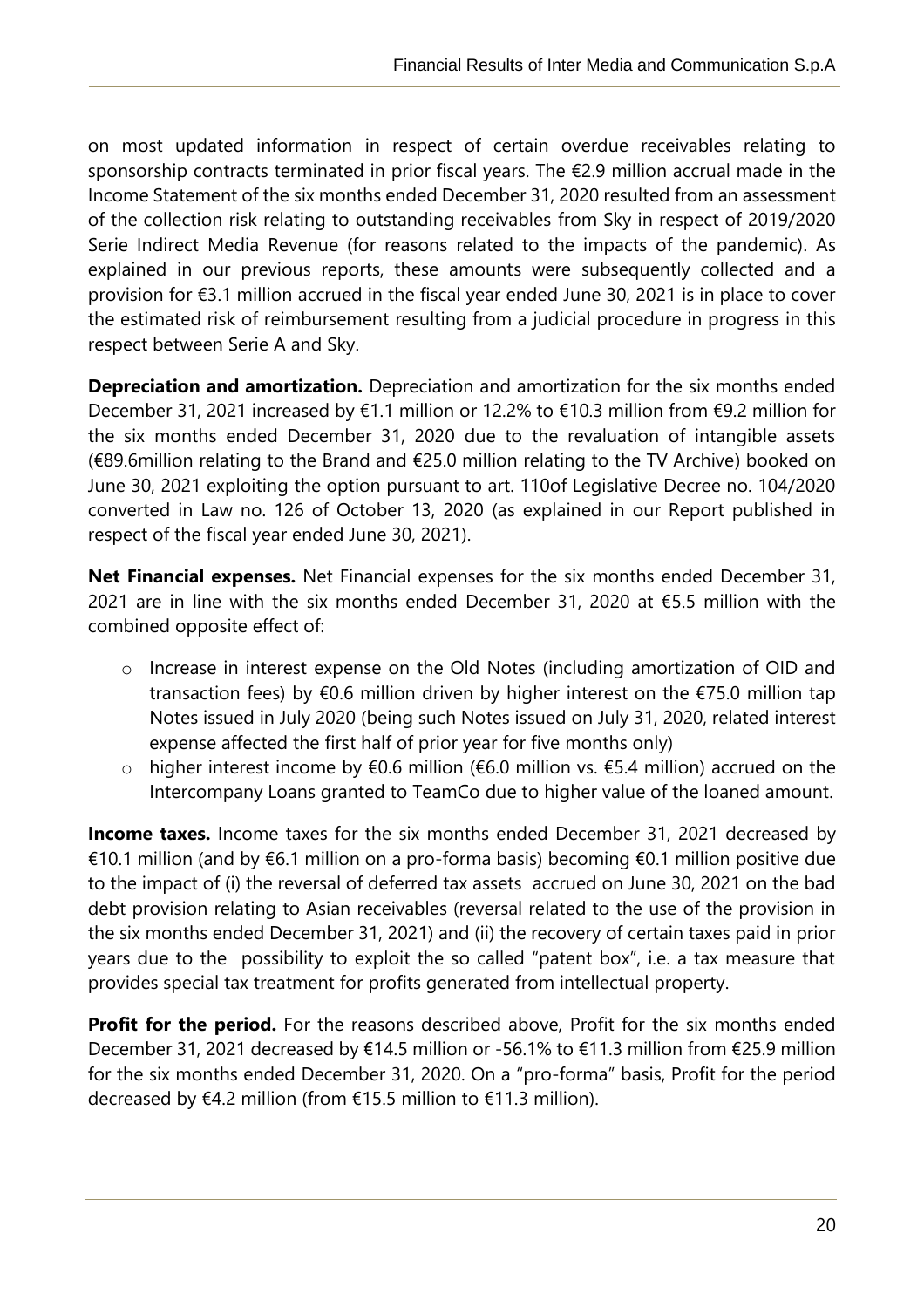on most updated information in respect of certain overdue receivables relating to sponsorship contracts terminated in prior fiscal years. The €2.9 million accrual made in the Income Statement of the six months ended December 31, 2020 resulted from an assessment of the collection risk relating to outstanding receivables from Sky in respect of 2019/2020 Serie Indirect Media Revenue (for reasons related to the impacts of the pandemic). As explained in our previous reports, these amounts were subsequently collected and a provision for €3.1 million accrued in the fiscal year ended June 30, 2021 is in place to cover the estimated risk of reimbursement resulting from a judicial procedure in progress in this respect between Serie A and Sky.

**Depreciation and amortization.** Depreciation and amortization for the six months ended December 31, 2021 increased by €1.1 million or 12.2% to €10.3 million from €9.2 million for the six months ended December 31, 2020 due to the revaluation of intangible assets (€89.6million relating to the Brand and €25.0 million relating to the TV Archive) booked on June 30, 2021 exploiting the option pursuant to art. 110of Legislative Decree no. 104/2020 converted in Law no. 126 of October 13, 2020 (as explained in our Report published in respect of the fiscal year ended June 30, 2021).

**Net Financial expenses.** Net Financial expenses for the six months ended December 31, 2021 are in line with the six months ended December 31, 2020 at €5.5 million with the combined opposite effect of:

- Increase in interest expense on the Old Notes (including amortization of OID and transaction fees) by €0.6 million driven by higher interest on the €75.0 million tap Notes issued in July 2020 (being such Notes issued on July 31, 2020, related interest expense affected the first half of prior year for five months only)
- higher interest income by €0.6 million (€6.0 million vs. €5.4 million) accrued on the Intercompany Loans granted to TeamCo due to higher value of the loaned amount.

**Income taxes.** Income taxes for the six months ended December 31, 2021 decreased by €10.1 million (and by €6.1 million on a pro-forma basis) becoming €0.1 million positive due to the impact of (i) the reversal of deferred tax assets accrued on June 30, 2021 on the bad debt provision relating to Asian receivables (reversal related to the use of the provision in the six months ended December 31, 2021) and (ii) the recovery of certain taxes paid in prior years due to the possibility to exploit the so called "patent box", i.e. a tax measure that provides special tax treatment for profits generated from intellectual property.

**Profit for the period.** For the reasons described above, Profit for the six months ended December 31, 2021 decreased by €14.5 million or -56.1% to €11.3 million from €25.9 million for the six months ended December 31, 2020. On a "pro-forma" basis, Profit for the period decreased by €4.2 million (from €15.5 million to €11.3 million).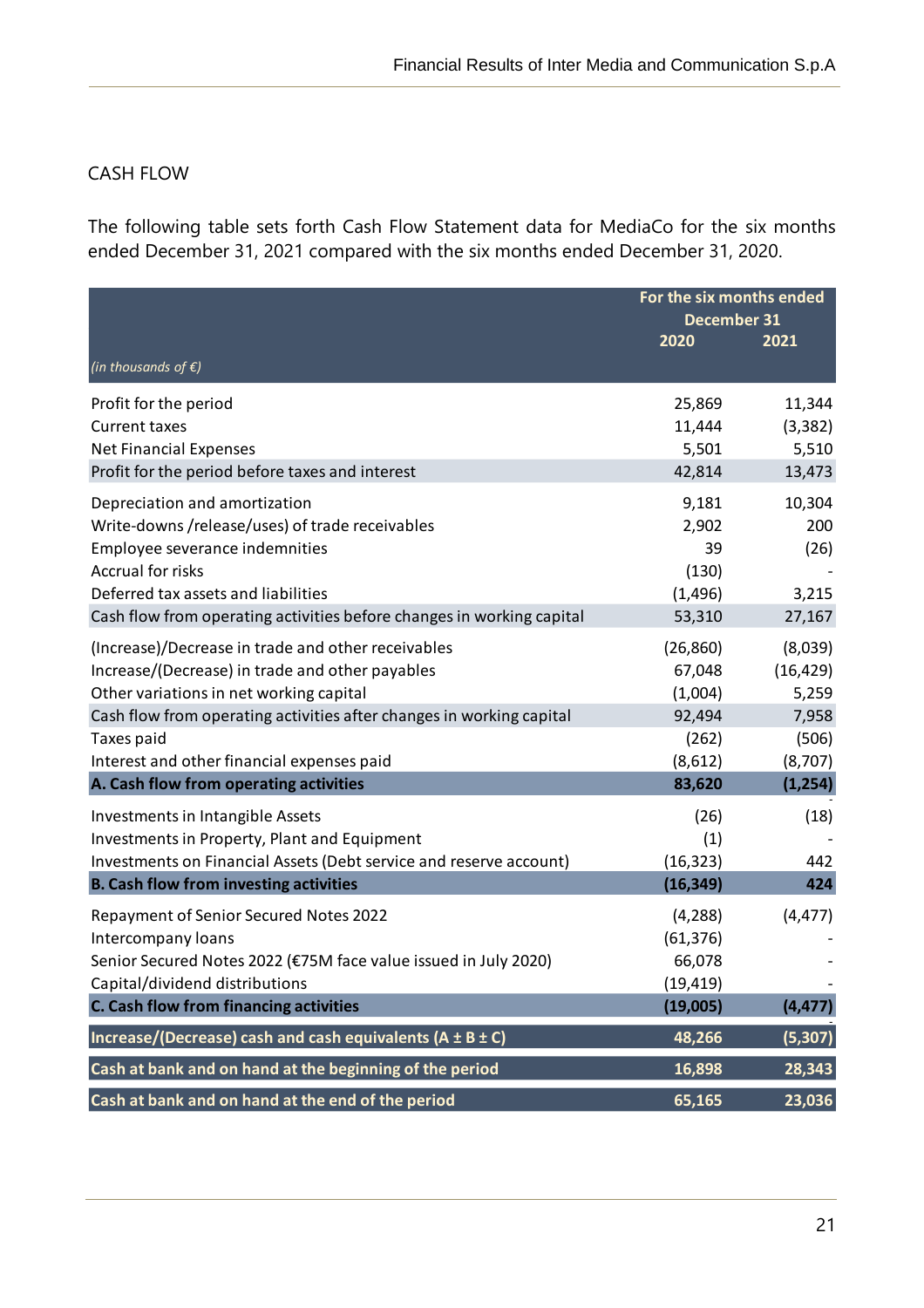## CASH FLOW

The following table sets forth Cash Flow Statement data for MediaCo for the six months ended December 31, 2021 compared with the six months ended December 31, 2020.

| *(in thousands of €)* | For the six months ended December 31 2020 | 2021 |
|---|---|---|
| Profit for the period | 25,869 | 11,344 |
| Current taxes | 11,444 | (3,382) |
| Net Financial Expenses | 5,501 | 5,510 |
| Profit for the period before taxes and interest | 42,814 | 13,473 |
| Depreciation and amortization | 9,181 | 10,304 |
| Write-downs /release/uses) of trade receivables | 2,902 | 200 |
| Employee severance indemnities | 39 | (26) |
| Accrual for risks | (130) | - |
| Deferred tax assets and liabilities | (1,496) | 3,215 |
| Cash flow from operating activities before changes in working capital | 53,310 | 27,167 |
| (Increase)/Decrease in trade and other receivables | (26,860) | (8,039) |
| Increase/(Decrease) in trade and other payables | 67,048 | (16,429) |
| Other variations in net working capital | (1,004) | 5,259 |
| Cash flow from operating activities after changes in working capital | 92,494 | 7,958 |
| Taxes paid | (262) | (506) |
| Interest and other financial expenses paid | (8,612) | (8,707) |
| **A. Cash flow from operating activities** | **83,620** | **(1,254)** |
| Investments in Intangible Assets | (26) | (18) |
| Investments in Property, Plant and Equipment | (1) | - |
| Investments on Financial Assets (Debt service and reserve account) | (16,323) | 442 |
| **B. Cash flow from investing activities** | **(16,349)** | **424** |
| Repayment of Senior Secured Notes 2022 | (4,288) | (4,477) |
| Intercompany loans | (61,376) | - |
| Senior Secured Notes 2022 (€75M face value issued in July 2020) | 66,078 | - |
| Capital/dividend distributions | (19,419) | - |
| **C. Cash flow from financing activities** | **(19,005)** | **(4,477)** |
| **Increase/(Decrease) cash and cash equivalents (A ± B ± C)** | **48,266** | **(5,307)** |
| **Cash at bank and on hand at the beginning of the period** | **16,898** | **28,343** |
| **Cash at bank and on hand at the end of the period** | **65,165** | **23,036** |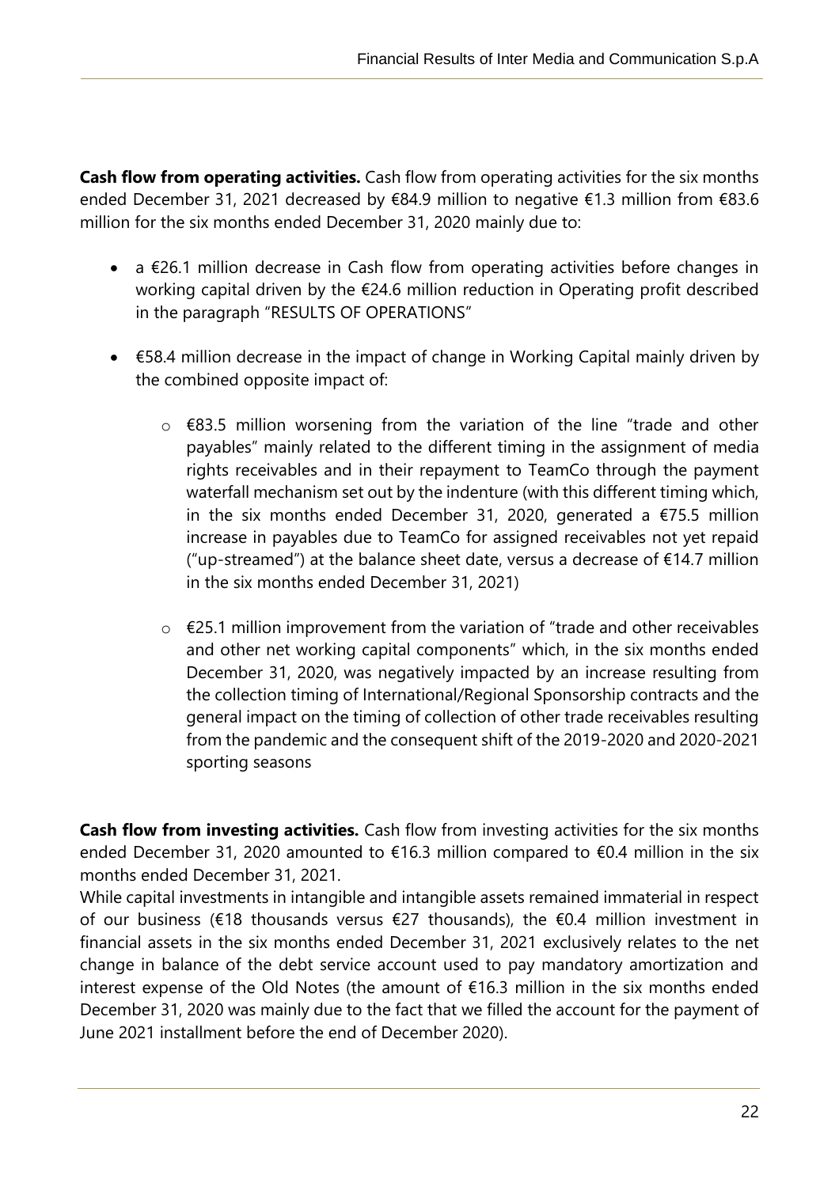**Cash flow from operating activities.** Cash flow from operating activities for the six months ended December 31, 2021 decreased by €84.9 million to negative €1.3 million from €83.6 million for the six months ended December 31, 2020 mainly due to:

- a €26.1 million decrease in Cash flow from operating activities before changes in working capital driven by the €24.6 million reduction in Operating profit described in the paragraph "RESULTS OF OPERATIONS"

- €58.4 million decrease in the impact of change in Working Capital mainly driven by the combined opposite impact of:

    - €83.5 million worsening from the variation of the line "trade and other payables" mainly related to the different timing in the assignment of media rights receivables and in their repayment to TeamCo through the payment waterfall mechanism set out by the indenture (with this different timing which, in the six months ended December 31, 2020, generated a €75.5 million increase in payables due to TeamCo for assigned receivables not yet repaid ("up-streamed") at the balance sheet date, versus a decrease of €14.7 million in the six months ended December 31, 2021)

    - €25.1 million improvement from the variation of "trade and other receivables and other net working capital components" which, in the six months ended December 31, 2020, was negatively impacted by an increase resulting from the collection timing of International/Regional Sponsorship contracts and the general impact on the timing of collection of other trade receivables resulting from the pandemic and the consequent shift of the 2019-2020 and 2020-2021 sporting seasons

**Cash flow from investing activities.** Cash flow from investing activities for the six months ended December 31, 2020 amounted to €16.3 million compared to €0.4 million in the six months ended December 31, 2021.

While capital investments in intangible and intangible assets remained immaterial in respect of our business (€18 thousands versus €27 thousands), the €0.4 million investment in financial assets in the six months ended December 31, 2021 exclusively relates to the net change in balance of the debt service account used to pay mandatory amortization and interest expense of the Old Notes (the amount of €16.3 million in the six months ended December 31, 2020 was mainly due to the fact that we filled the account for the payment of June 2021 installment before the end of December 2020).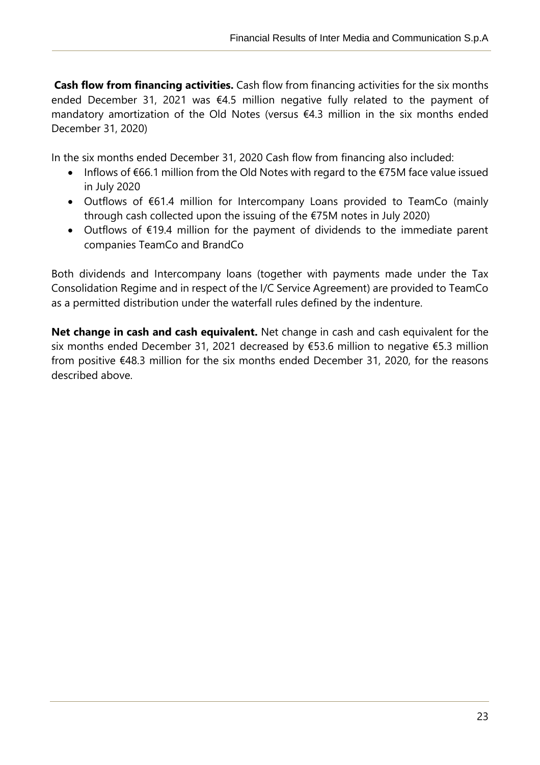**Cash flow from financing activities.** Cash flow from financing activities for the six months ended December 31, 2021 was €4.5 million negative fully related to the payment of mandatory amortization of the Old Notes (versus €4.3 million in the six months ended December 31, 2020)

In the six months ended December 31, 2020 Cash flow from financing also included:

- Inflows of €66.1 million from the Old Notes with regard to the €75M face value issued in July 2020
- Outflows of €61.4 million for Intercompany Loans provided to TeamCo (mainly through cash collected upon the issuing of the €75M notes in July 2020)
- Outflows of €19.4 million for the payment of dividends to the immediate parent companies TeamCo and BrandCo

Both dividends and Intercompany loans (together with payments made under the Tax Consolidation Regime and in respect of the I/C Service Agreement) are provided to TeamCo as a permitted distribution under the waterfall rules defined by the indenture.

**Net change in cash and cash equivalent.** Net change in cash and cash equivalent for the six months ended December 31, 2021 decreased by €53.6 million to negative €5.3 million from positive €48.3 million for the six months ended December 31, 2020, for the reasons described above.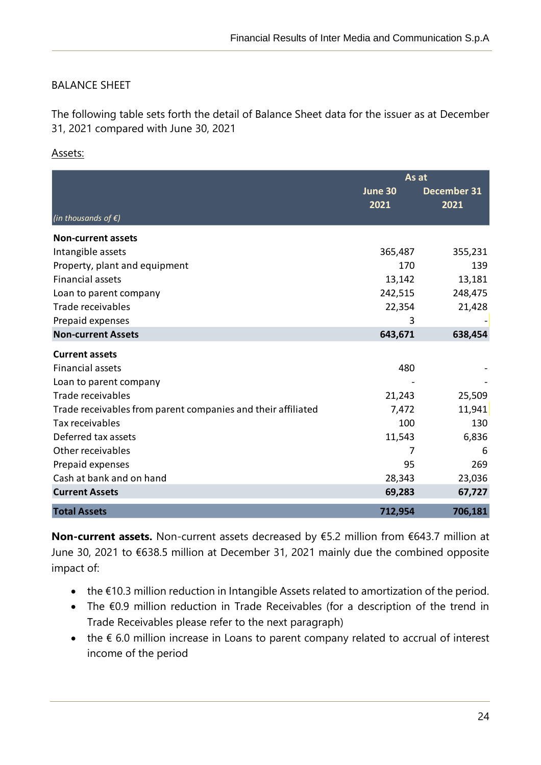## BALANCE SHEET

The following table sets forth the detail of Balance Sheet data for the issuer as at December 31, 2021 compared with June 30, 2021

Assets:

| *(in thousands of €)* | As at June 30 2021 | As at December 31 2021 |
|---|---|---|
| **Non-current assets** | | |
| Intangible assets | 365,487 | 355,231 |
| Property, plant and equipment | 170 | 139 |
| Financial assets | 13,142 | 13,181 |
| Loan to parent company | 242,515 | 248,475 |
| Trade receivables | 22,354 | 21,428 |
| Prepaid expenses | 3 | - |
| **Non-current Assets** | **643,671** | **638,454** |
| **Current assets** | | |
| Financial assets | 480 | - |
| Loan to parent company | - | - |
| Trade receivables | 21,243 | 25,509 |
| Trade receivables from parent companies and their affiliated | 7,472 | 11,941 |
| Tax receivables | 100 | 130 |
| Deferred tax assets | 11,543 | 6,836 |
| Other receivables | 7 | 6 |
| Prepaid expenses | 95 | 269 |
| Cash at bank and on hand | 28,343 | 23,036 |
| **Current Assets** | **69,283** | **67,727** |
| **Total Assets** | **712,954** | **706,181** |

**Non-current assets.** Non-current assets decreased by €5.2 million from €643.7 million at June 30, 2021 to €638.5 million at December 31, 2021 mainly due the combined opposite impact of:

- the €10.3 million reduction in Intangible Assets related to amortization of the period.
- The €0.9 million reduction in Trade Receivables (for a description of the trend in Trade Receivables please refer to the next paragraph)
- the € 6.0 million increase in Loans to parent company related to accrual of interest income of the period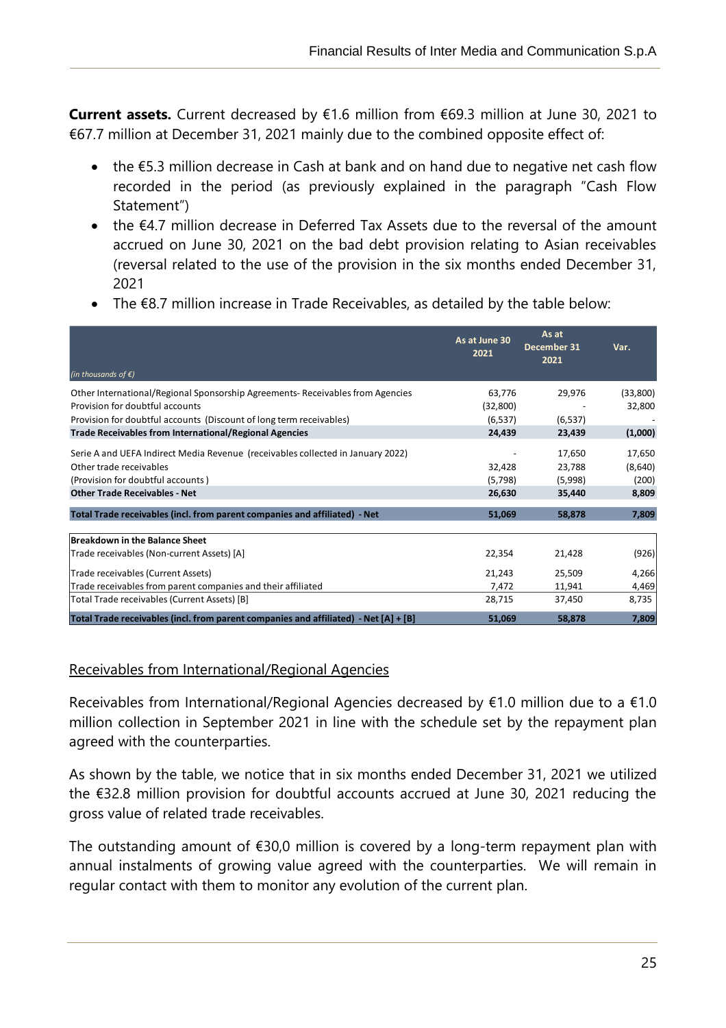**Current assets.** Current decreased by €1.6 million from €69.3 million at June 30, 2021 to €67.7 million at December 31, 2021 mainly due to the combined opposite effect of:

- the €5.3 million decrease in Cash at bank and on hand due to negative net cash flow recorded in the period (as previously explained in the paragraph "Cash Flow Statement")
- the €4.7 million decrease in Deferred Tax Assets due to the reversal of the amount accrued on June 30, 2021 on the bad debt provision relating to Asian receivables (reversal related to the use of the provision in the six months ended December 31, 2021
- The €8.7 million increase in Trade Receivables, as detailed by the table below:

| *(in thousands of €)* | As at June 30 2021 | As at December 31 2021 | Var. |
|---|---|---|---|
| Other International/Regional Sponsorship Agreements- Receivables from Agencies | 63,776 | 29,976 | (33,800) |
| Provision for doubtful accounts | (32,800) | - | 32,800 |
| Provision for doubtful accounts (Discount of long term receivables) | (6,537) | (6,537) | - |
| **Trade Receivables from International/Regional Agencies** | **24,439** | **23,439** | **(1,000)** |
| Serie A and UEFA Indirect Media Revenue (receivables collected in January 2022) | - | 17,650 | 17,650 |
| Other trade receivables | 32,428 | 23,788 | (8,640) |
| (Provision for doubtful accounts ) | (5,798) | (5,998) | (200) |
| **Other Trade Receivables - Net** | **26,630** | **35,440** | **8,809** |
| **Total Trade receivables (incl. from parent companies and affiliated) - Net** | **51,069** | **58,878** | **7,809** |
| **Breakdown in the Balance Sheet** | | | |
| Trade receivables (Non-current Assets) [A] | 22,354 | 21,428 | (926) |
| Trade receivables (Current Assets) | 21,243 | 25,509 | 4,266 |
| Trade receivables from parent companies and their affiliated | 7,472 | 11,941 | 4,469 |
| Total Trade receivables (Current Assets) [B] | 28,715 | 37,450 | 8,735 |
| **Total Trade receivables (incl. from parent companies and affiliated) - Net [A] + [B]** | **51,069** | **58,878** | **7,809** |

<u>Receivables from International/Regional Agencies</u>

Receivables from International/Regional Agencies decreased by €1.0 million due to a €1.0 million collection in September 2021 in line with the schedule set by the repayment plan agreed with the counterparties.

As shown by the table, we notice that in six months ended December 31, 2021 we utilized the €32.8 million provision for doubtful accounts accrued at June 30, 2021 reducing the gross value of related trade receivables.

The outstanding amount of €30,0 million is covered by a long-term repayment plan with annual instalments of growing value agreed with the counterparties. We will remain in regular contact with them to monitor any evolution of the current plan.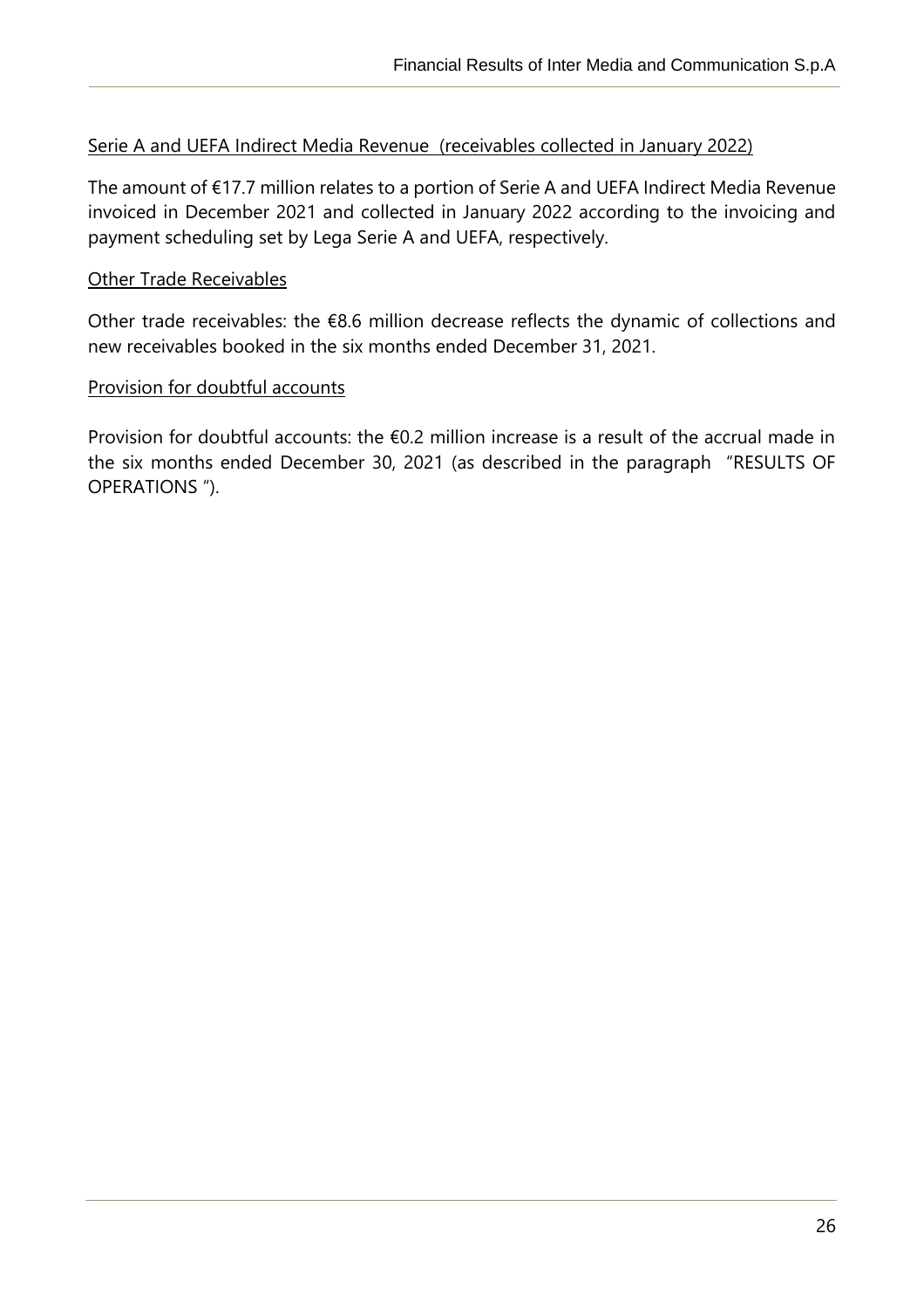<u>Serie A and UEFA Indirect Media Revenue (receivables collected in January 2022)</u>

The amount of €17.7 million relates to a portion of Serie A and UEFA Indirect Media Revenue invoiced in December 2021 and collected in January 2022 according to the invoicing and payment scheduling set by Lega Serie A and UEFA, respectively.

<u>Other Trade Receivables</u>

Other trade receivables: the €8.6 million decrease reflects the dynamic of collections and new receivables booked in the six months ended December 31, 2021.

<u>Provision for doubtful accounts</u>

Provision for doubtful accounts: the €0.2 million increase is a result of the accrual made in the six months ended December 30, 2021 (as described in the paragraph "RESULTS OF OPERATIONS ").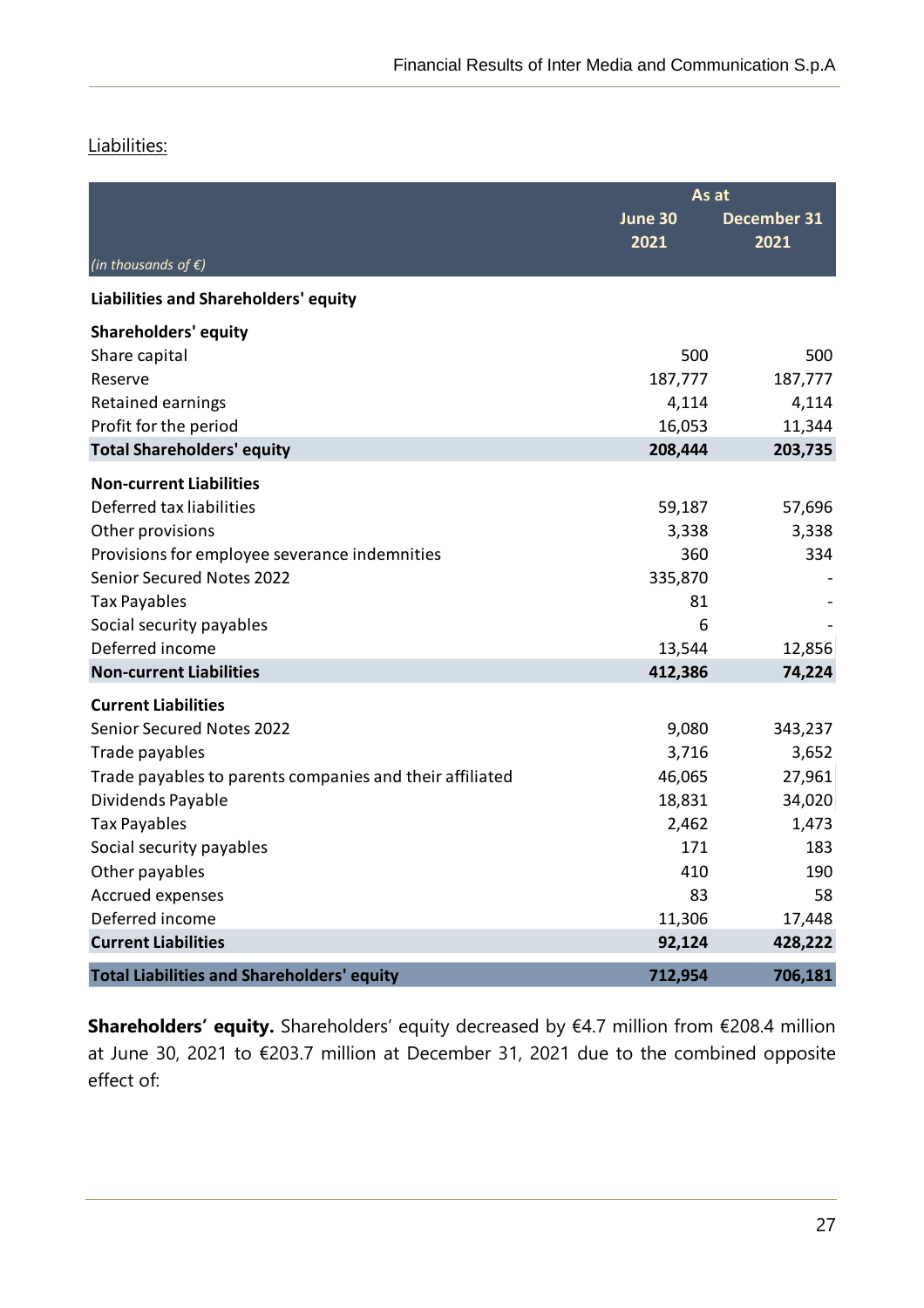Liabilities:

| *(in thousands of €)* | As at June 30 2021 | As at December 31 2021 |
|---|---|---|
| **Liabilities and Shareholders' equity** | | |
| **Shareholders' equity** | | |
| Share capital | 500 | 500 |
| Reserve | 187,777 | 187,777 |
| Retained earnings | 4,114 | 4,114 |
| Profit for the period | 16,053 | 11,344 |
| **Total Shareholders' equity** | **208,444** | **203,735** |
| **Non-current Liabilities** | | |
| Deferred tax liabilities | 59,187 | 57,696 |
| Other provisions | 3,338 | 3,338 |
| Provisions for employee severance indemnities | 360 | 334 |
| Senior Secured Notes 2022 | 335,870 | - |
| Tax Payables | 81 | - |
| Social security payables | 6 | - |
| Deferred income | 13,544 | 12,856 |
| **Non-current Liabilities** | **412,386** | **74,224** |
| **Current Liabilities** | | |
| Senior Secured Notes 2022 | 9,080 | 343,237 |
| Trade payables | 3,716 | 3,652 |
| Trade payables to parents companies and their affiliated | 46,065 | 27,961 |
| Dividends Payable | 18,831 | 34,020 |
| Tax Payables | 2,462 | 1,473 |
| Social security payables | 171 | 183 |
| Other payables | 410 | 190 |
| Accrued expenses | 83 | 58 |
| Deferred income | 11,306 | 17,448 |
| **Current Liabilities** | **92,124** | **428,222** |
| **Total Liabilities and Shareholders' equity** | **712,954** | **706,181** |

**Shareholders' equity.** Shareholders' equity decreased by €4.7 million from €208.4 million at June 30, 2021 to €203.7 million at December 31, 2021 due to the combined opposite effect of: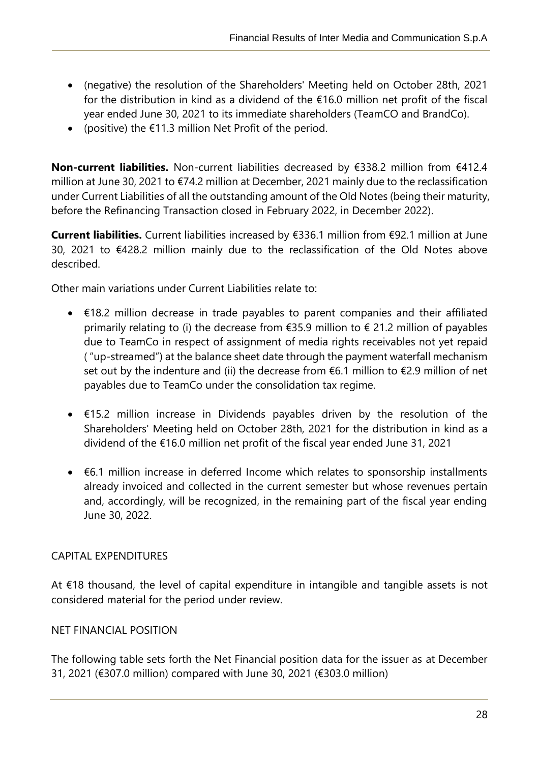- (negative) the resolution of the Shareholders' Meeting held on October 28th, 2021 for the distribution in kind as a dividend of the €16.0 million net profit of the fiscal year ended June 30, 2021 to its immediate shareholders (TeamCO and BrandCo).
- (positive) the €11.3 million Net Profit of the period.

**Non-current liabilities.** Non-current liabilities decreased by €338.2 million from €412.4 million at June 30, 2021 to €74.2 million at December, 2021 mainly due to the reclassification under Current Liabilities of all the outstanding amount of the Old Notes (being their maturity, before the Refinancing Transaction closed in February 2022, in December 2022).

**Current liabilities.** Current liabilities increased by €336.1 million from €92.1 million at June 30, 2021 to €428.2 million mainly due to the reclassification of the Old Notes above described.

Other main variations under Current Liabilities relate to:

- €18.2 million decrease in trade payables to parent companies and their affiliated primarily relating to (i) the decrease from €35.9 million to € 21.2 million of payables due to TeamCo in respect of assignment of media rights receivables not yet repaid ( "up-streamed") at the balance sheet date through the payment waterfall mechanism set out by the indenture and (ii) the decrease from €6.1 million to €2.9 million of net payables due to TeamCo under the consolidation tax regime.

- €15.2 million increase in Dividends payables driven by the resolution of the Shareholders' Meeting held on October 28th, 2021 for the distribution in kind as a dividend of the €16.0 million net profit of the fiscal year ended June 31, 2021

- €6.1 million increase in deferred Income which relates to sponsorship installments already invoiced and collected in the current semester but whose revenues pertain and, accordingly, will be recognized, in the remaining part of the fiscal year ending June 30, 2022.

## CAPITAL EXPENDITURES

At €18 thousand, the level of capital expenditure in intangible and tangible assets is not considered material for the period under review.

## NET FINANCIAL POSITION

The following table sets forth the Net Financial position data for the issuer as at December 31, 2021 (€307.0 million) compared with June 30, 2021 (€303.0 million)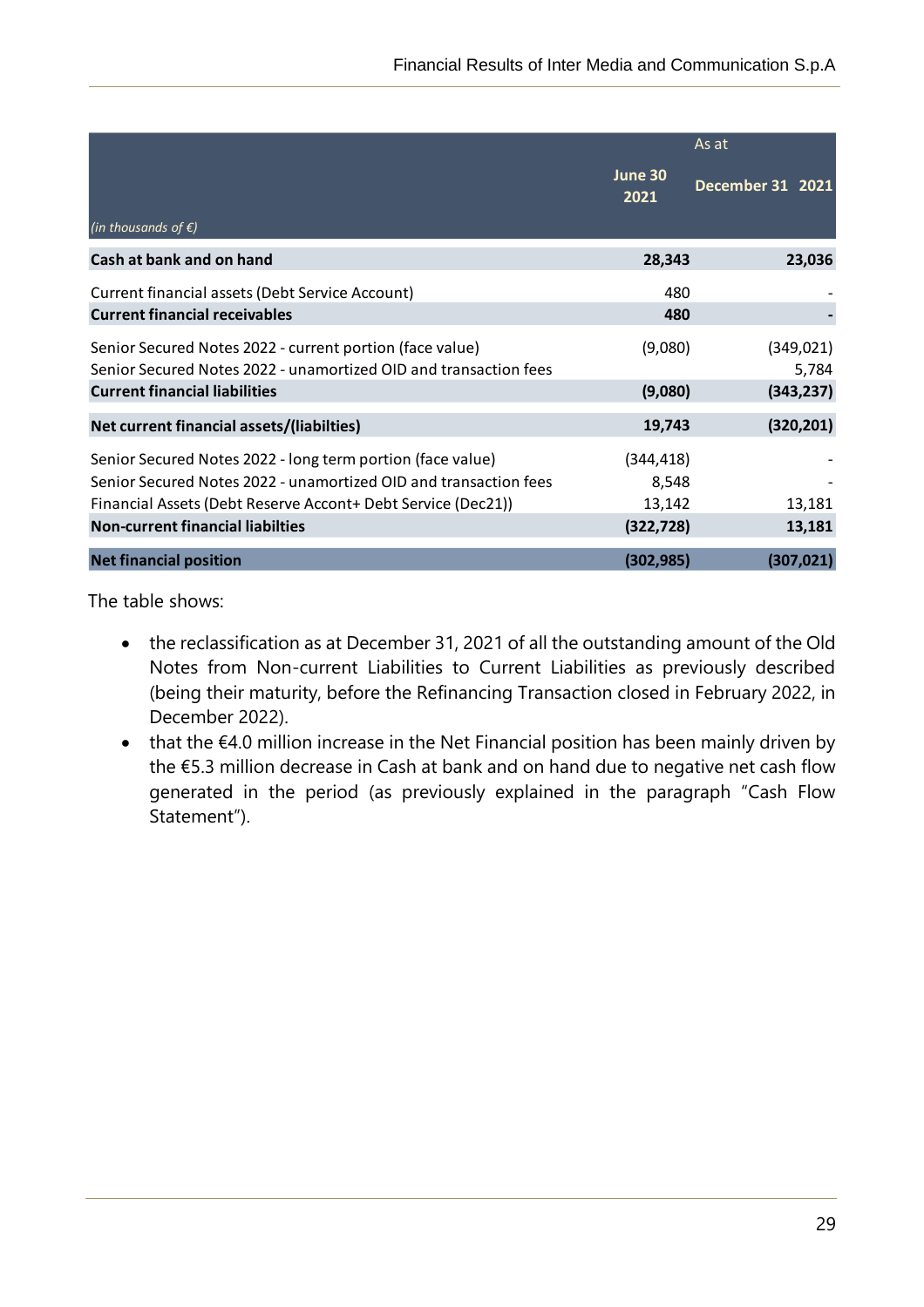| (in thousands of €) | As at June 30 2021 | December 31 2021 |
|---|---|---|
| **Cash at bank and on hand** | **28,343** | **23,036** |
| Current financial assets (Debt Service Account) | 480 | - |
| **Current financial receivables** | **480** | **-** |
| Senior Secured Notes 2022 - current portion (face value) | (9,080) | (349,021) |
| Senior Secured Notes 2022 - unamortized OID and transaction fees | | 5,784 |
| **Current financial liabilities** | **(9,080)** | **(343,237)** |
| **Net current financial assets/(liabilties)** | **19,743** | **(320,201)** |
| Senior Secured Notes 2022 - long term portion (face value) | (344,418) | - |
| Senior Secured Notes 2022 - unamortized OID and transaction fees | 8,548 | - |
| Financial Assets (Debt Reserve Accont+ Debt Service (Dec21)) | 13,142 | 13,181 |
| **Non-current financial liabilties** | **(322,728)** | **13,181** |
| **Net financial position** | **(302,985)** | **(307,021)** |

The table shows:

- the reclassification as at December 31, 2021 of all the outstanding amount of the Old Notes from Non-current Liabilities to Current Liabilities as previously described (being their maturity, before the Refinancing Transaction closed in February 2022, in December 2022).
- that the €4.0 million increase in the Net Financial position has been mainly driven by the €5.3 million decrease in Cash at bank and on hand due to negative net cash flow generated in the period (as previously explained in the paragraph "Cash Flow Statement").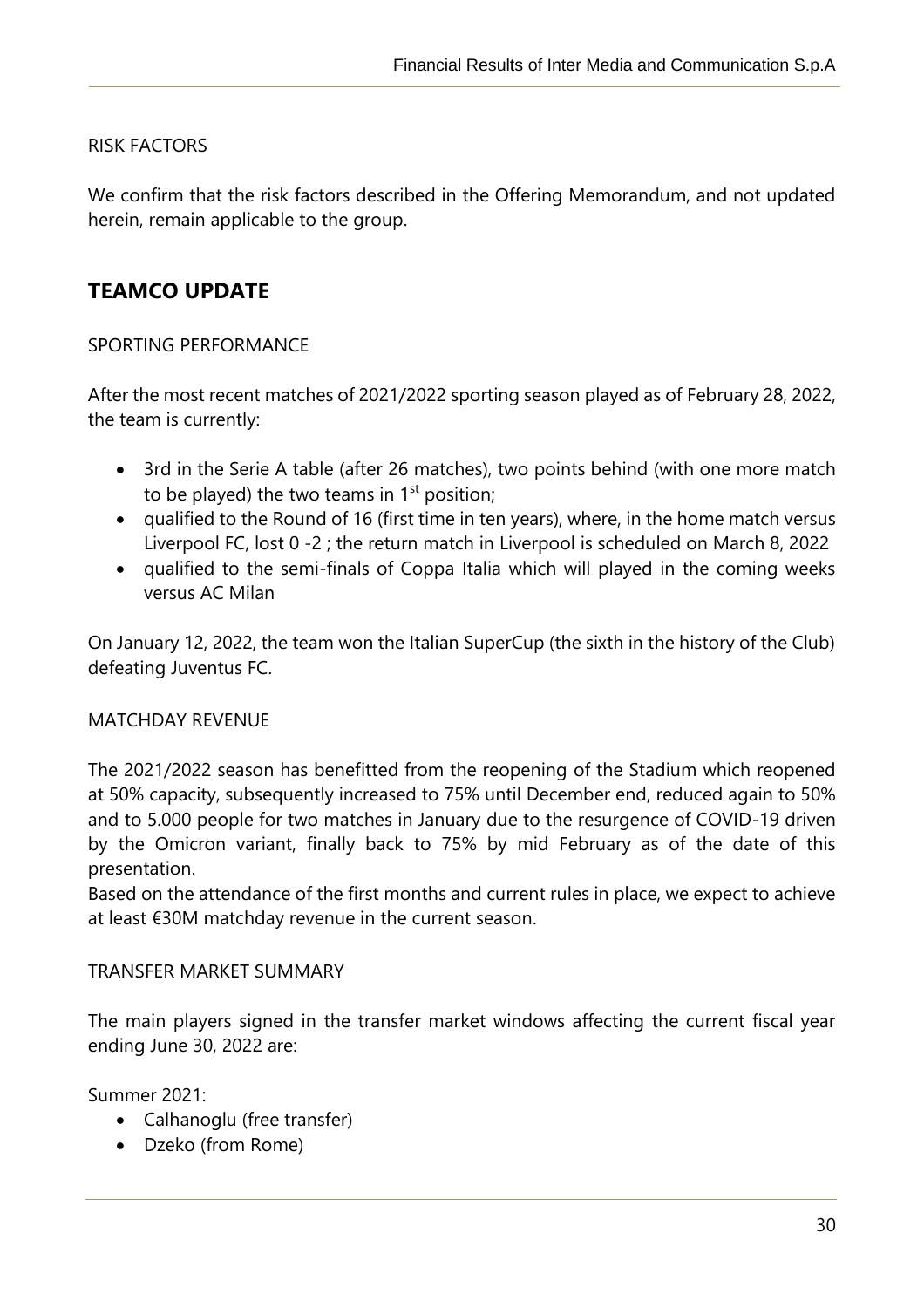RISK FACTORS

We confirm that the risk factors described in the Offering Memorandum, and not updated herein, remain applicable to the group.

## TEAMCO UPDATE

SPORTING PERFORMANCE

After the most recent matches of 2021/2022 sporting season played as of February 28, 2022, the team is currently:

- 3rd in the Serie A table (after 26 matches), two points behind (with one more match to be played) the two teams in 1st position;
- qualified to the Round of 16 (first time in ten years), where, in the home match versus Liverpool FC, lost 0 -2 ; the return match in Liverpool is scheduled on March 8, 2022
- qualified to the semi-finals of Coppa Italia which will played in the coming weeks versus AC Milan

On January 12, 2022, the team won the Italian SuperCup (the sixth in the history of the Club) defeating Juventus FC.

MATCHDAY REVENUE

The 2021/2022 season has benefitted from the reopening of the Stadium which reopened at 50% capacity, subsequently increased to 75% until December end, reduced again to 50% and to 5.000 people for two matches in January due to the resurgence of COVID-19 driven by the Omicron variant, finally back to 75% by mid February as of the date of this presentation.
Based on the attendance of the first months and current rules in place, we expect to achieve at least €30M matchday revenue in the current season.

TRANSFER MARKET SUMMARY

The main players signed in the transfer market windows affecting the current fiscal year ending June 30, 2022 are:

Summer 2021:

- Calhanoglu (free transfer)
- Dzeko (from Rome)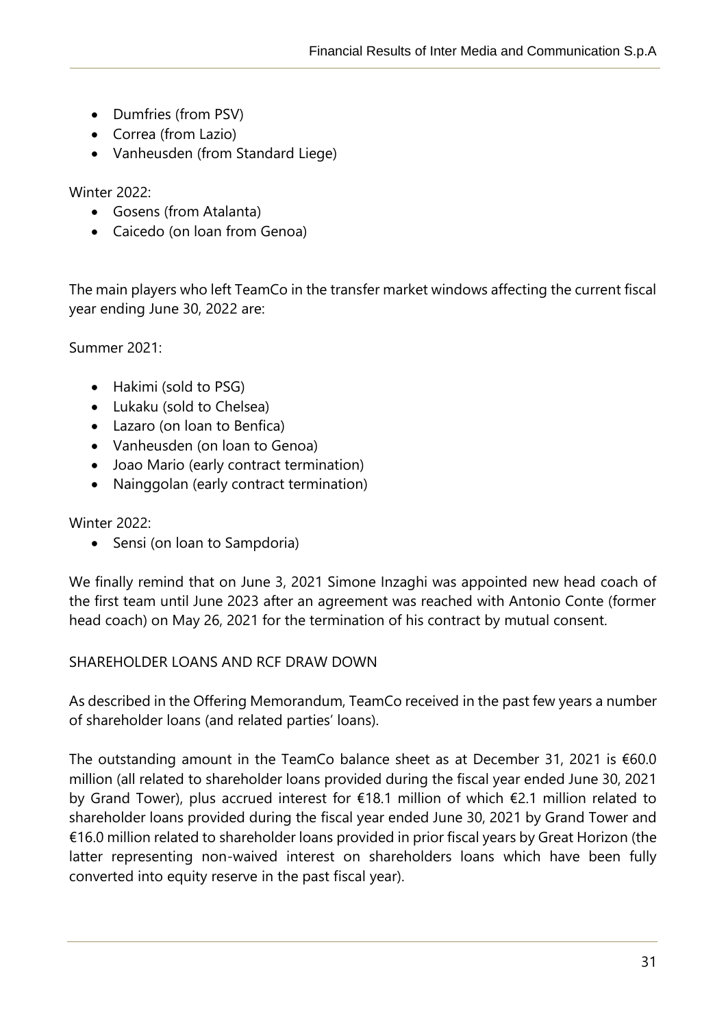- Dumfries (from PSV)
- Correa (from Lazio)
- Vanheusden (from Standard Liege)

Winter 2022:

- Gosens (from Atalanta)
- Caicedo (on loan from Genoa)

The main players who left TeamCo in the transfer market windows affecting the current fiscal year ending June 30, 2022 are:

Summer 2021:

- Hakimi (sold to PSG)
- Lukaku (sold to Chelsea)
- Lazaro (on loan to Benfica)
- Vanheusden (on loan to Genoa)
- Joao Mario (early contract termination)
- Nainggolan (early contract termination)

Winter 2022:

- Sensi (on loan to Sampdoria)

We finally remind that on June 3, 2021 Simone Inzaghi was appointed new head coach of the first team until June 2023 after an agreement was reached with Antonio Conte (former head coach) on May 26, 2021 for the termination of his contract by mutual consent.

## SHAREHOLDER LOANS AND RCF DRAW DOWN

As described in the Offering Memorandum, TeamCo received in the past few years a number of shareholder loans (and related parties' loans).

The outstanding amount in the TeamCo balance sheet as at December 31, 2021 is €60.0 million (all related to shareholder loans provided during the fiscal year ended June 30, 2021 by Grand Tower), plus accrued interest for €18.1 million of which €2.1 million related to shareholder loans provided during the fiscal year ended June 30, 2021 by Grand Tower and €16.0 million related to shareholder loans provided in prior fiscal years by Great Horizon (the latter representing non-waived interest on shareholders loans which have been fully converted into equity reserve in the past fiscal year).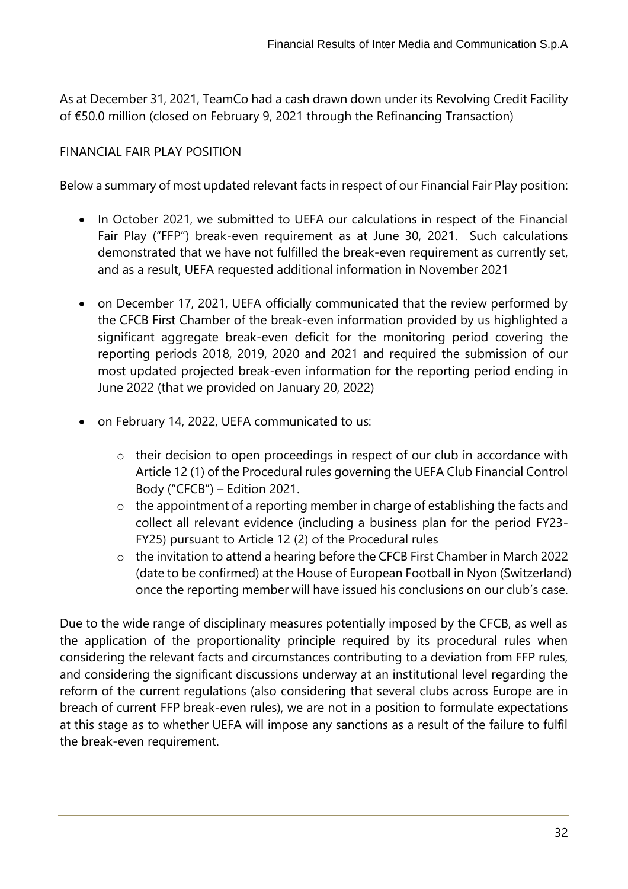As at December 31, 2021, TeamCo had a cash drawn down under its Revolving Credit Facility of €50.0 million (closed on February 9, 2021 through the Refinancing Transaction)

## FINANCIAL FAIR PLAY POSITION

Below a summary of most updated relevant facts in respect of our Financial Fair Play position:

- In October 2021, we submitted to UEFA our calculations in respect of the Financial Fair Play ("FFP") break-even requirement as at June 30, 2021. Such calculations demonstrated that we have not fulfilled the break-even requirement as currently set, and as a result, UEFA requested additional information in November 2021
- on December 17, 2021, UEFA officially communicated that the review performed by the CFCB First Chamber of the break-even information provided by us highlighted a significant aggregate break-even deficit for the monitoring period covering the reporting periods 2018, 2019, 2020 and 2021 and required the submission of our most updated projected break-even information for the reporting period ending in June 2022 (that we provided on January 20, 2022)
- on February 14, 2022, UEFA communicated to us:
  - their decision to open proceedings in respect of our club in accordance with Article 12 (1) of the Procedural rules governing the UEFA Club Financial Control Body ("CFCB") – Edition 2021.
  - the appointment of a reporting member in charge of establishing the facts and collect all relevant evidence (including a business plan for the period FY23-FY25) pursuant to Article 12 (2) of the Procedural rules
  - the invitation to attend a hearing before the CFCB First Chamber in March 2022 (date to be confirmed) at the House of European Football in Nyon (Switzerland) once the reporting member will have issued his conclusions on our club's case.

Due to the wide range of disciplinary measures potentially imposed by the CFCB, as well as the application of the proportionality principle required by its procedural rules when considering the relevant facts and circumstances contributing to a deviation from FFP rules, and considering the significant discussions underway at an institutional level regarding the reform of the current regulations (also considering that several clubs across Europe are in breach of current FFP break-even rules), we are not in a position to formulate expectations at this stage as to whether UEFA will impose any sanctions as a result of the failure to fulfil the break-even requirement.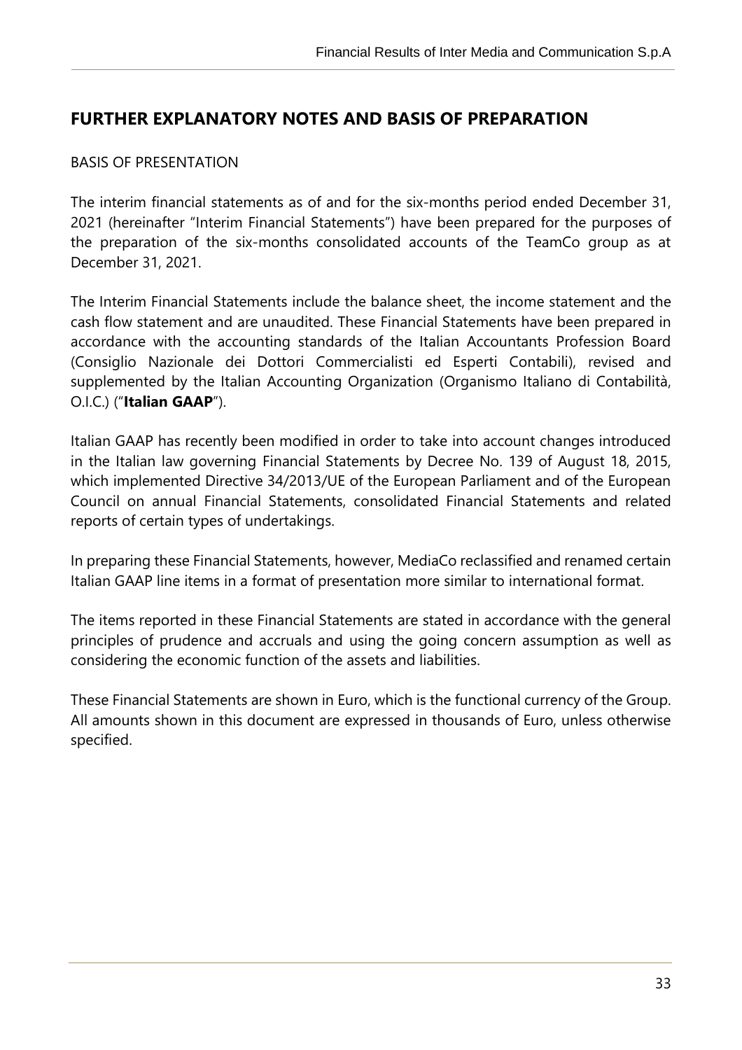## FURTHER EXPLANATORY NOTES AND BASIS OF PREPARATION

BASIS OF PRESENTATION

The interim financial statements as of and for the six-months period ended December 31, 2021 (hereinafter "Interim Financial Statements") have been prepared for the purposes of the preparation of the six-months consolidated accounts of the TeamCo group as at December 31, 2021.

The Interim Financial Statements include the balance sheet, the income statement and the cash flow statement and are unaudited. These Financial Statements have been prepared in accordance with the accounting standards of the Italian Accountants Profession Board (Consiglio Nazionale dei Dottori Commercialisti ed Esperti Contabili), revised and supplemented by the Italian Accounting Organization (Organismo Italiano di Contabilità, O.I.C.) ("**Italian GAAP**").

Italian GAAP has recently been modified in order to take into account changes introduced in the Italian law governing Financial Statements by Decree No. 139 of August 18, 2015, which implemented Directive 34/2013/UE of the European Parliament and of the European Council on annual Financial Statements, consolidated Financial Statements and related reports of certain types of undertakings.

In preparing these Financial Statements, however, MediaCo reclassified and renamed certain Italian GAAP line items in a format of presentation more similar to international format.

The items reported in these Financial Statements are stated in accordance with the general principles of prudence and accruals and using the going concern assumption as well as considering the economic function of the assets and liabilities.

These Financial Statements are shown in Euro, which is the functional currency of the Group. All amounts shown in this document are expressed in thousands of Euro, unless otherwise specified.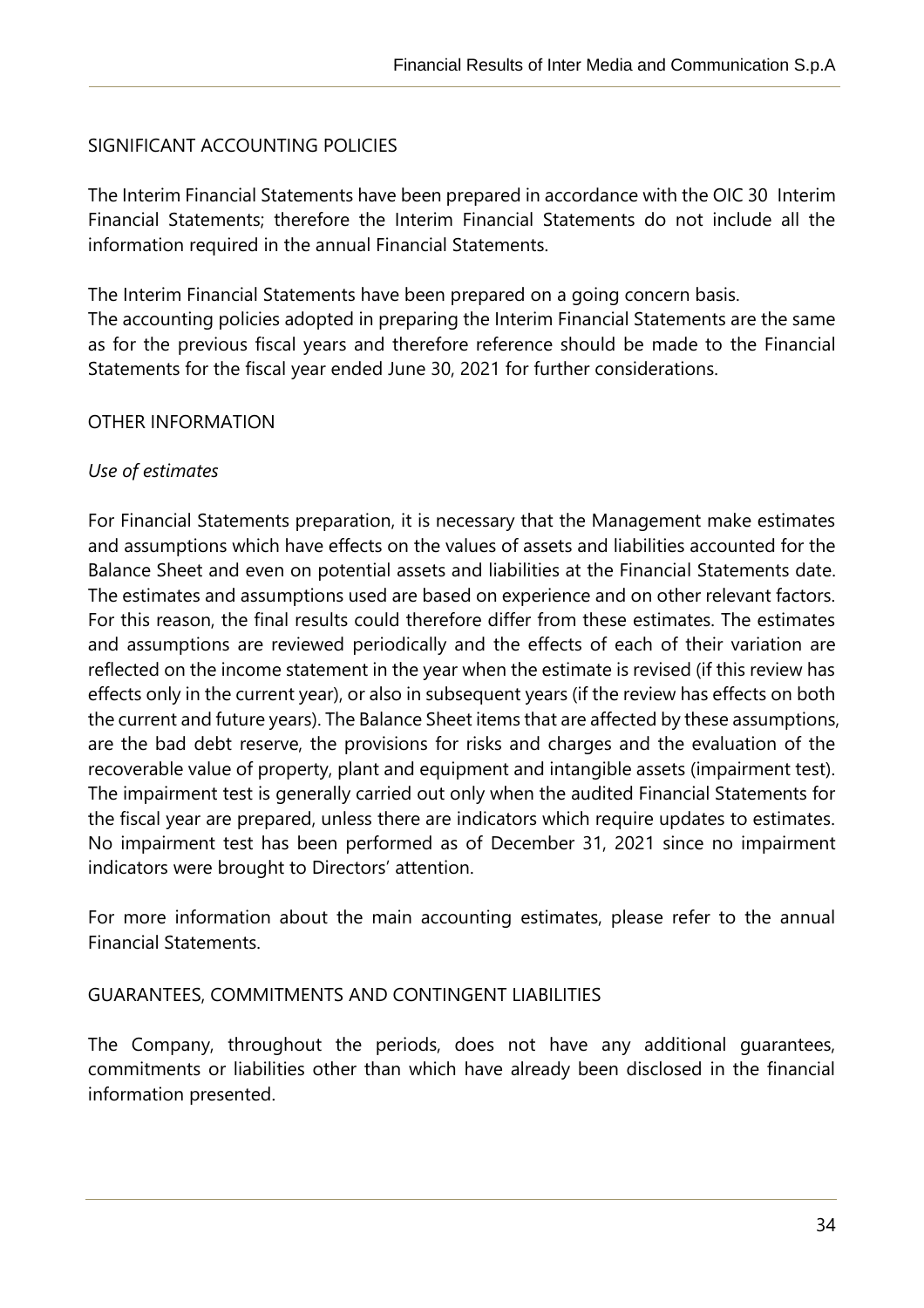## SIGNIFICANT ACCOUNTING POLICIES

The Interim Financial Statements have been prepared in accordance with the OIC 30 Interim Financial Statements; therefore the Interim Financial Statements do not include all the information required in the annual Financial Statements.

The Interim Financial Statements have been prepared on a going concern basis.
The accounting policies adopted in preparing the Interim Financial Statements are the same as for the previous fiscal years and therefore reference should be made to the Financial Statements for the fiscal year ended June 30, 2021 for further considerations.

## OTHER INFORMATION

### *Use of estimates*

For Financial Statements preparation, it is necessary that the Management make estimates and assumptions which have effects on the values of assets and liabilities accounted for the Balance Sheet and even on potential assets and liabilities at the Financial Statements date. The estimates and assumptions used are based on experience and on other relevant factors. For this reason, the final results could therefore differ from these estimates. The estimates and assumptions are reviewed periodically and the effects of each of their variation are reflected on the income statement in the year when the estimate is revised (if this review has effects only in the current year), or also in subsequent years (if the review has effects on both the current and future years). The Balance Sheet items that are affected by these assumptions, are the bad debt reserve, the provisions for risks and charges and the evaluation of the recoverable value of property, plant and equipment and intangible assets (impairment test). The impairment test is generally carried out only when the audited Financial Statements for the fiscal year are prepared, unless there are indicators which require updates to estimates. No impairment test has been performed as of December 31, 2021 since no impairment indicators were brought to Directors' attention.

For more information about the main accounting estimates, please refer to the annual Financial Statements.

## GUARANTEES, COMMITMENTS AND CONTINGENT LIABILITIES

The Company, throughout the periods, does not have any additional guarantees, commitments or liabilities other than which have already been disclosed in the financial information presented.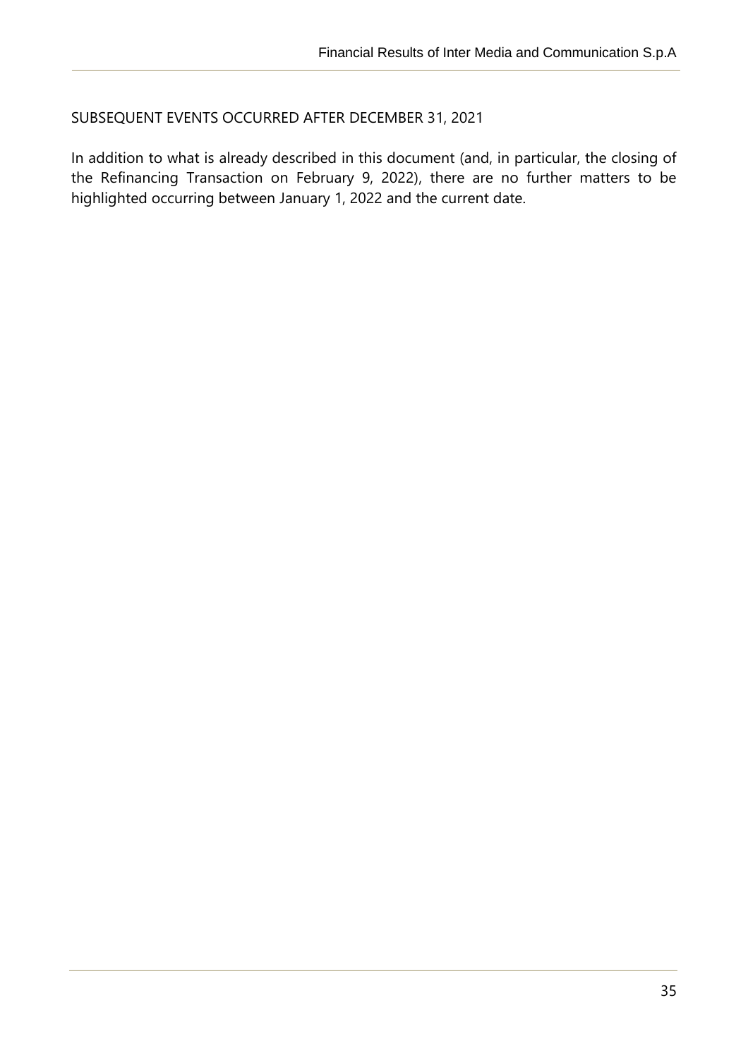## SUBSEQUENT EVENTS OCCURRED AFTER DECEMBER 31, 2021

In addition to what is already described in this document (and, in particular, the closing of the Refinancing Transaction on February 9, 2022), there are no further matters to be highlighted occurring between January 1, 2022 and the current date.